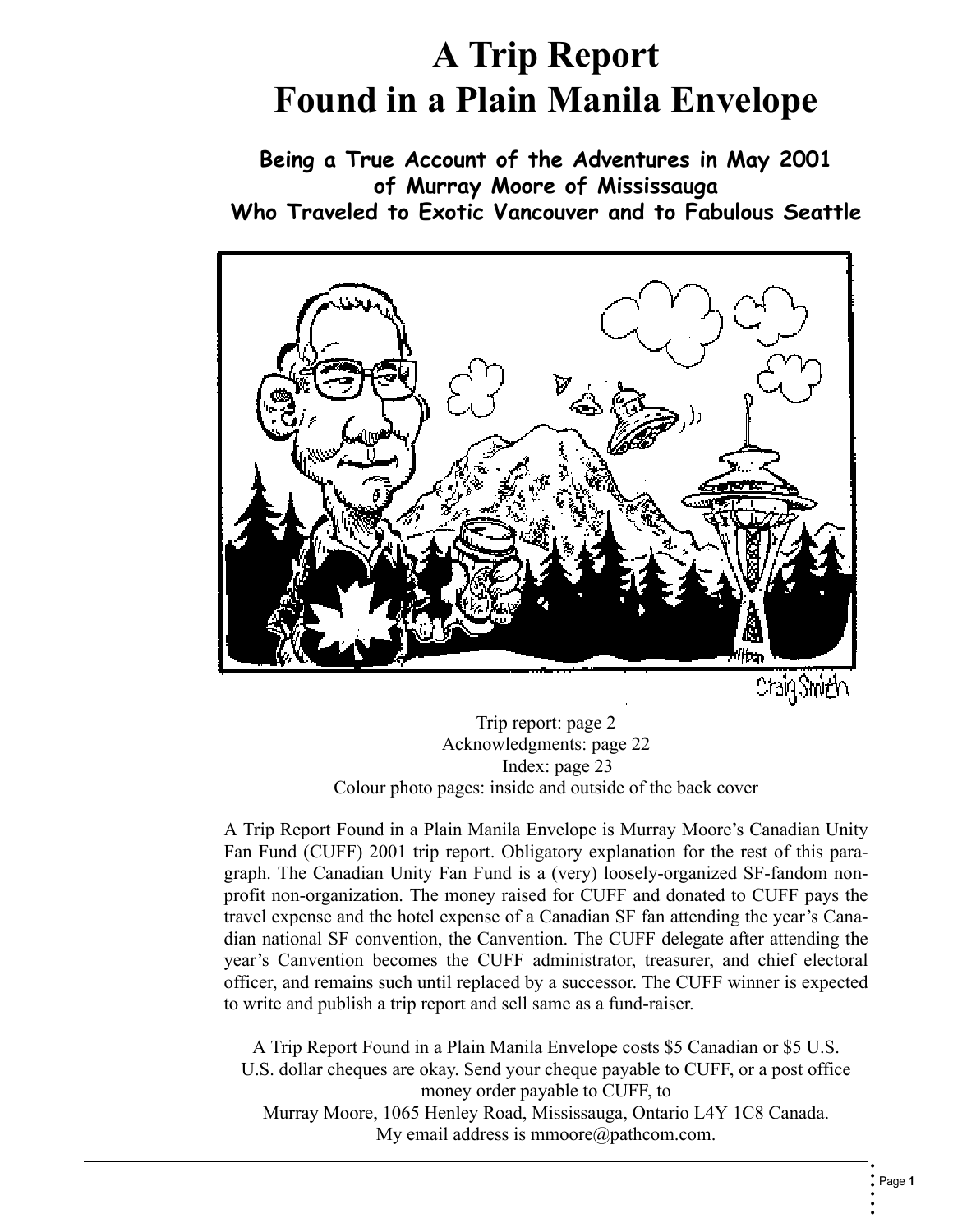# A Trip Report
# Found in a Plain Manila Envelope

### Being a True Account of the Adventures in May 2001
### of Murray Moore of Mississauga
### Who Traveled to Exotic Vancouver and to Fabulous Seattle

Craig Smith

Trip report: page 2
Acknowledgments: page 22
Index: page 23
Colour photo pages: inside and outside of the back cover

A Trip Report Found in a Plain Manila Envelope is Murray Moore's Canadian Unity Fan Fund (CUFF) 2001 trip report. Obligatory explanation for the rest of this paragraph. The Canadian Unity Fan Fund is a (very) loosely-organized SF-fandom nonprofit non-organization. The money raised for CUFF and donated to CUFF pays the travel expense and the hotel expense of a Canadian SF fan attending the year's Canadian national SF convention, the Canvention. The CUFF delegate after attending the year's Canvention becomes the CUFF administrator, treasurer, and chief electoral officer, and remains such until replaced by a successor. The CUFF winner is expected to write and publish a trip report and sell same as a fund-raiser.

A Trip Report Found in a Plain Manila Envelope costs $5 Canadian or $5 U.S.
U.S. dollar cheques are okay. Send your cheque payable to CUFF, or a post office money order payable to CUFF, to
Murray Moore, 1065 Henley Road, Mississauga, Ontario L4Y 1C8 Canada.
My email address is mmoore@pathcom.com.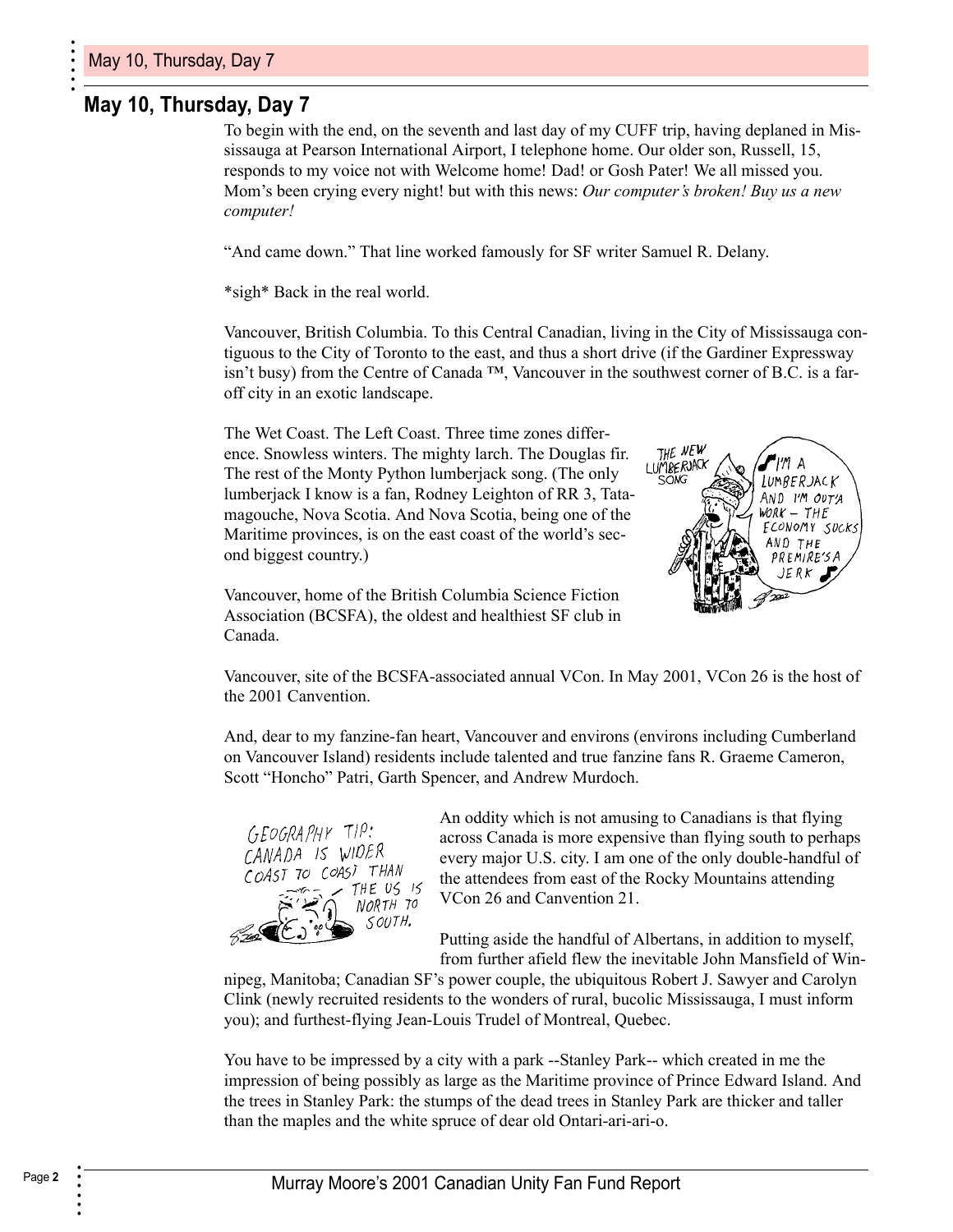## May 10, Thursday, Day 7

To begin with the end, on the seventh and last day of my CUFF trip, having deplaned in Mississauga at Pearson International Airport, I telephone home. Our older son, Russell, 15, responds to my voice not with Welcome home! Dad! or Gosh Pater! We all missed you. Mom's been crying every night! but with this news: *Our computer's broken! Buy us a new computer!*

"And came down." That line worked famously for SF writer Samuel R. Delany.

*sigh* Back in the real world.

Vancouver, British Columbia. To this Central Canadian, living in the City of Mississauga contiguous to the City of Toronto to the east, and thus a short drive (if the Gardiner Expressway isn't busy) from the Centre of Canada ™, Vancouver in the southwest corner of B.C. is a far-off city in an exotic landscape.

The Wet Coast. The Left Coast. Three time zones difference. Snowless winters. The mighty larch. The Douglas fir. The rest of the Monty Python lumberjack song. (The only lumberjack I know is a fan, Rodney Leighton of RR 3, Tatamagouche, Nova Scotia. And Nova Scotia, being one of the Maritime provinces, is on the east coast of the world's second biggest country.)

Vancouver, home of the British Columbia Science Fiction Association (BCSFA), the oldest and healthiest SF club in Canada.

Vancouver, site of the BCSFA-associated annual VCon. In May 2001, VCon 26 is the host of the 2001 Canvention.

And, dear to my fanzine-fan heart, Vancouver and environs (environs including Cumberland on Vancouver Island) residents include talented and true fanzine fans R. Graeme Cameron, Scott "Honcho" Patri, Garth Spencer, and Andrew Murdoch.

An oddity which is not amusing to Canadians is that flying across Canada is more expensive than flying south to perhaps every major U.S. city. I am one of the only double-handful of the attendees from east of the Rocky Mountains attending VCon 26 and Canvention 21.

Putting aside the handful of Albertans, in addition to myself, from further afield flew the inevitable John Mansfield of Winnipeg, Manitoba; Canadian SF's power couple, the ubiquitous Robert J. Sawyer and Carolyn Clink (newly recruited residents to the wonders of rural, bucolic Mississauga, I must inform you); and furthest-flying Jean-Louis Trudel of Montreal, Quebec.

You have to be impressed by a city with a park --Stanley Park-- which created in me the impression of being possibly as large as the Maritime province of Prince Edward Island. And the trees in Stanley Park: the stumps of the dead trees in Stanley Park are thicker and taller than the maples and the white spruce of dear old Ontari-ari-ari-o.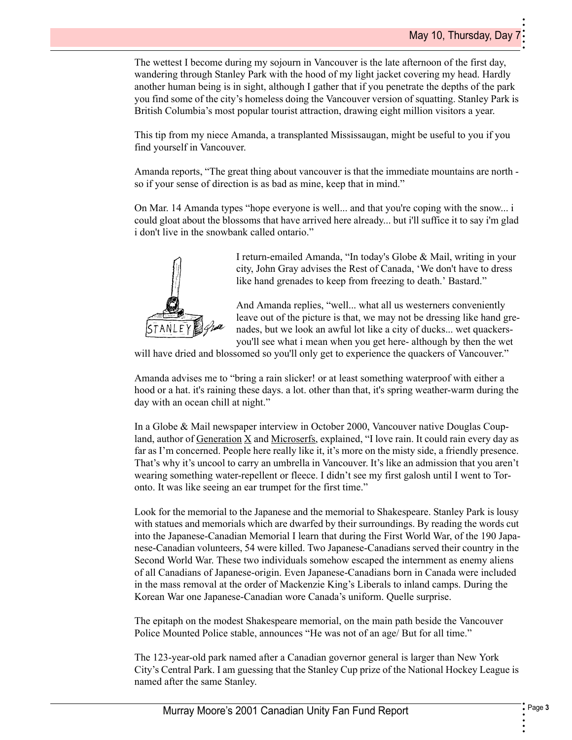## May 10, Thursday, Day 7

The wettest I become during my sojourn in Vancouver is the late afternoon of the first day, wandering through Stanley Park with the hood of my light jacket covering my head. Hardly another human being is in sight, although I gather that if you penetrate the depths of the park you find some of the city's homeless doing the Vancouver version of squatting. Stanley Park is British Columbia's most popular tourist attraction, drawing eight million visitors a year.

This tip from my niece Amanda, a transplanted Mississaugan, might be useful to you if you find yourself in Vancouver.

Amanda reports, "The great thing about vancouver is that the immediate mountains are north - so if your sense of direction is as bad as mine, keep that in mind."

On Mar. 14 Amanda types "hope everyone is well... and that you're coping with the snow... i could gloat about the blossoms that have arrived here already... but i'll suffice it to say i'm glad i don't live in the snowbank called ontario."

I return-emailed Amanda, "In today's Globe & Mail, writing in your city, John Gray advises the Rest of Canada, 'We don't have to dress like hand grenades to keep from freezing to death.' Bastard."

And Amanda replies, "well... what all us westerners conveniently leave out of the picture is that, we may not be dressing like hand grenades, but we look an awful lot like a city of ducks... wet quackers- you'll see what i mean when you get here- although by then the wet will have dried and blossomed so you'll only get to experience the quackers of Vancouver."

Amanda advises me to "bring a rain slicker! or at least something waterproof with either a hood or a hat. it's raining these days. a lot. other than that, it's spring weather-warm during the day with an ocean chill at night."

In a Globe & Mail newspaper interview in October 2000, Vancouver native Douglas Coupland, author of Generation X and Microserfs, explained, "I love rain. It could rain every day as far as I'm concerned. People here really like it, it's more on the misty side, a friendly presence. That's why it's uncool to carry an umbrella in Vancouver. It's like an admission that you aren't wearing something water-repellent or fleece. I didn't see my first galosh until I went to Toronto. It was like seeing an ear trumpet for the first time."

Look for the memorial to the Japanese and the memorial to Shakespeare. Stanley Park is lousy with statues and memorials which are dwarfed by their surroundings. By reading the words cut into the Japanese-Canadian Memorial I learn that during the First World War, of the 190 Japanese-Canadian volunteers, 54 were killed. Two Japanese-Canadians served their country in the Second World War. These two individuals somehow escaped the internment as enemy aliens of all Canadians of Japanese-origin. Even Japanese-Canadians born in Canada were included in the mass removal at the order of Mackenzie King's Liberals to inland camps. During the Korean War one Japanese-Canadian wore Canada's uniform. Quelle surprise.

The epitaph on the modest Shakespeare memorial, on the main path beside the Vancouver Police Mounted Police stable, announces "He was not of an age/ But for all time."

The 123-year-old park named after a Canadian governor general is larger than New York City's Central Park. I am guessing that the Stanley Cup prize of the National Hockey League is named after the same Stanley.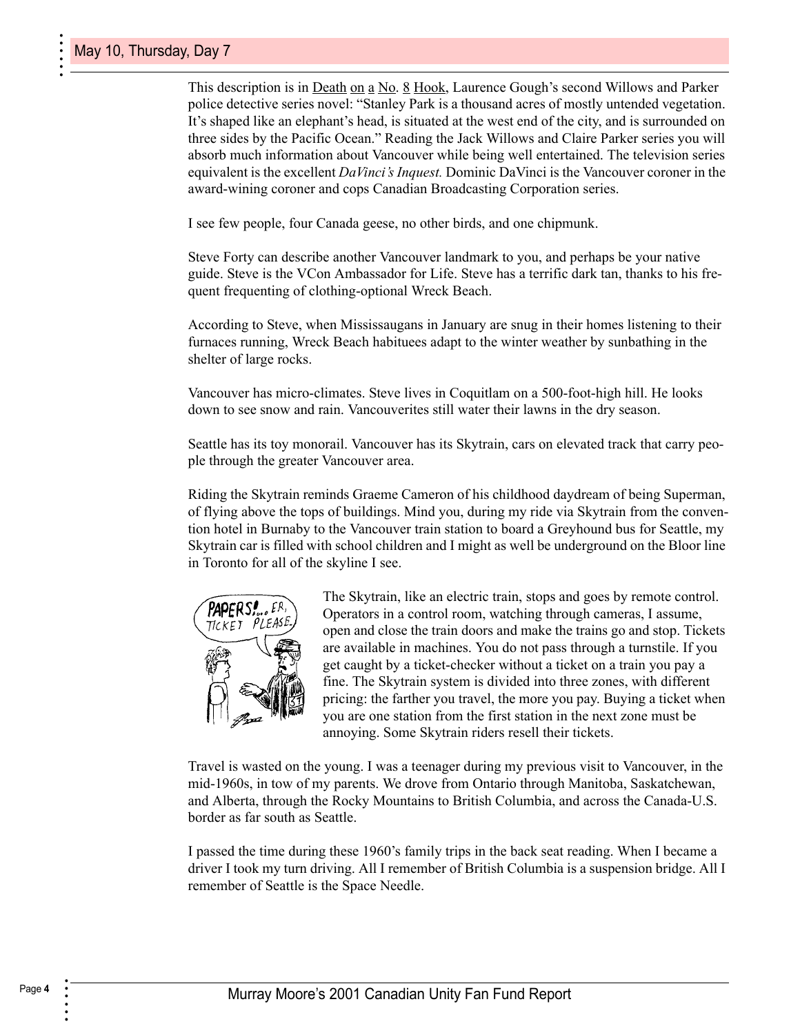## May 10, Thursday, Day 7

This description is in Death on a No. 8 Hook, Laurence Gough's second Willows and Parker police detective series novel: "Stanley Park is a thousand acres of mostly untended vegetation. It's shaped like an elephant's head, is situated at the west end of the city, and is surrounded on three sides by the Pacific Ocean." Reading the Jack Willows and Claire Parker series you will absorb much information about Vancouver while being well entertained. The television series equivalent is the excellent *DaVinci's Inquest.* Dominic DaVinci is the Vancouver coroner in the award-wining coroner and cops Canadian Broadcasting Corporation series.

I see few people, four Canada geese, no other birds, and one chipmunk.

Steve Forty can describe another Vancouver landmark to you, and perhaps be your native guide. Steve is the VCon Ambassador for Life. Steve has a terrific dark tan, thanks to his frequent frequenting of clothing-optional Wreck Beach.

According to Steve, when Mississaugans in January are snug in their homes listening to their furnaces running, Wreck Beach habituees adapt to the winter weather by sunbathing in the shelter of large rocks.

Vancouver has micro-climates. Steve lives in Coquitlam on a 500-foot-high hill. He looks down to see snow and rain. Vancouverites still water their lawns in the dry season.

Seattle has its toy monorail. Vancouver has its Skytrain, cars on elevated track that carry people through the greater Vancouver area.

Riding the Skytrain reminds Graeme Cameron of his childhood daydream of being Superman, of flying above the tops of buildings. Mind you, during my ride via Skytrain from the convention hotel in Burnaby to the Vancouver train station to board a Greyhound bus for Seattle, my Skytrain car is filled with school children and I might as well be underground on the Bloor line in Toronto for all of the skyline I see.

The Skytrain, like an electric train, stops and goes by remote control. Operators in a control room, watching through cameras, I assume, open and close the train doors and make the trains go and stop. Tickets are available in machines. You do not pass through a turnstile. If you get caught by a ticket-checker without a ticket on a train you pay a fine. The Skytrain system is divided into three zones, with different pricing: the farther you travel, the more you pay. Buying a ticket when you are one station from the first station in the next zone must be annoying. Some Skytrain riders resell their tickets.

Travel is wasted on the young. I was a teenager during my previous visit to Vancouver, in the mid-1960s, in tow of my parents. We drove from Ontario through Manitoba, Saskatchewan, and Alberta, through the Rocky Mountains to British Columbia, and across the Canada-U.S. border as far south as Seattle.

I passed the time during these 1960's family trips in the back seat reading. When I became a driver I took my turn driving. All I remember of British Columbia is a suspension bridge. All I remember of Seattle is the Space Needle.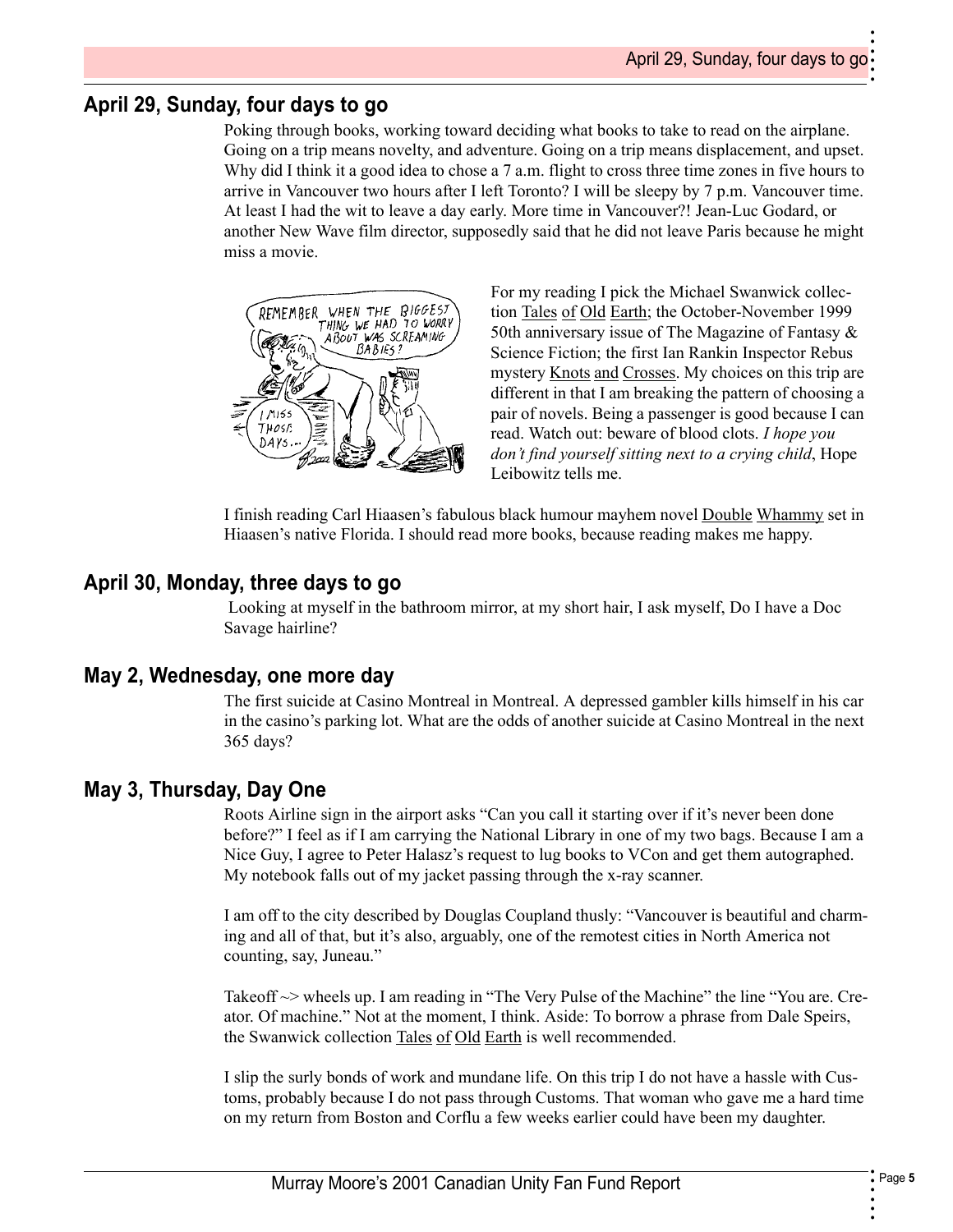## April 29, Sunday, four days to go

Poking through books, working toward deciding what books to take to read on the airplane. Going on a trip means novelty, and adventure. Going on a trip means displacement, and upset. Why did I think it a good idea to chose a 7 a.m. flight to cross three time zones in five hours to arrive in Vancouver two hours after I left Toronto? I will be sleepy by 7 p.m. Vancouver time. At least I had the wit to leave a day early. More time in Vancouver?! Jean-Luc Godard, or another New Wave film director, supposedly said that he did not leave Paris because he might miss a movie.

For my reading I pick the Michael Swanwick collection Tales of Old Earth; the October-November 1999 50th anniversary issue of The Magazine of Fantasy & Science Fiction; the first Ian Rankin Inspector Rebus mystery Knots and Crosses. My choices on this trip are different in that I am breaking the pattern of choosing a pair of novels. Being a passenger is good because I can read. Watch out: beware of blood clots. *I hope you don't find yourself sitting next to a crying child*, Hope Leibowitz tells me.

I finish reading Carl Hiaasen's fabulous black humour mayhem novel Double Whammy set in Hiaasen's native Florida. I should read more books, because reading makes me happy.

## April 30, Monday, three days to go

Looking at myself in the bathroom mirror, at my short hair, I ask myself, Do I have a Doc Savage hairline?

## May 2, Wednesday, one more day

The first suicide at Casino Montreal in Montreal. A depressed gambler kills himself in his car in the casino's parking lot. What are the odds of another suicide at Casino Montreal in the next 365 days?

## May 3, Thursday, Day One

Roots Airline sign in the airport asks "Can you call it starting over if it's never been done before?" I feel as if I am carrying the National Library in one of my two bags. Because I am a Nice Guy, I agree to Peter Halasz's request to lug books to VCon and get them autographed. My notebook falls out of my jacket passing through the x-ray scanner.

I am off to the city described by Douglas Coupland thusly: "Vancouver is beautiful and charming and all of that, but it's also, arguably, one of the remotest cities in North America not counting, say, Juneau."

Takeoff ~> wheels up. I am reading in "The Very Pulse of the Machine" the line "You are. Creator. Of machine." Not at the moment, I think. Aside: To borrow a phrase from Dale Speirs, the Swanwick collection Tales of Old Earth is well recommended.

I slip the surly bonds of work and mundane life. On this trip I do not have a hassle with Customs, probably because I do not pass through Customs. That woman who gave me a hard time on my return from Boston and Corflu a few weeks earlier could have been my daughter.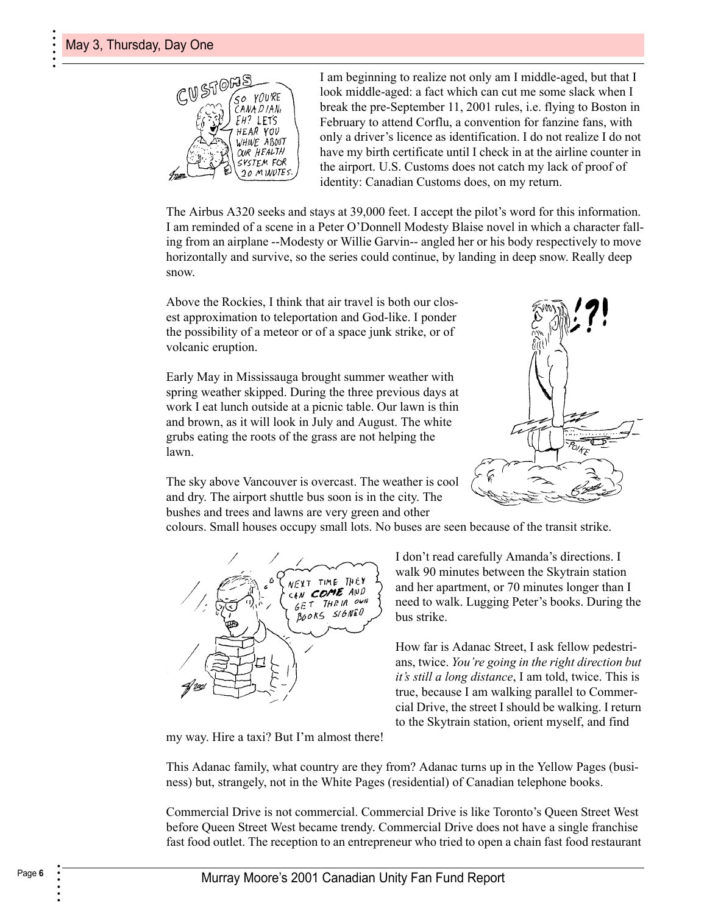## May 3, Thursday, Day One

I am beginning to realize not only am I middle-aged, but that I look middle-aged: a fact which can cut me some slack when I break the pre-September 11, 2001 rules, i.e. flying to Boston in February to attend Corflu, a convention for fanzine fans, with only a driver's licence as identification. I do not realize I do not have my birth certificate until I check in at the airline counter in the airport. U.S. Customs does not catch my lack of proof of identity: Canadian Customs does, on my return.

The Airbus A320 seeks and stays at 39,000 feet. I accept the pilot's word for this information. I am reminded of a scene in a Peter O'Donnell Modesty Blaise novel in which a character falling from an airplane --Modesty or Willie Garvin-- angled her or his body respectively to move horizontally and survive, so the series could continue, by landing in deep snow. Really deep snow.

Above the Rockies, I think that air travel is both our closest approximation to teleportation and God-like. I ponder the possibility of a meteor or of a space junk strike, or of volcanic eruption.

Early May in Mississauga brought summer weather with spring weather skipped. During the three previous days at work I eat lunch outside at a picnic table. Our lawn is thin and brown, as it will look in July and August. The white grubs eating the roots of the grass are not helping the lawn.

The sky above Vancouver is overcast. The weather is cool and dry. The airport shuttle bus soon is in the city. The bushes and trees and lawns are very green and other colours. Small houses occupy small lots. No buses are seen because of the transit strike.

I don't read carefully Amanda's directions. I walk 90 minutes between the Skytrain station and her apartment, or 70 minutes longer than I need to walk. Lugging Peter's books. During the bus strike.

How far is Adanac Street, I ask fellow pedestrians, twice. *You're going in the right direction but it's still a long distance*, I am told, twice. This is true, because I am walking parallel to Commercial Drive, the street I should be walking. I return to the Skytrain station, orient myself, and find my way. Hire a taxi? But I'm almost there!

This Adanac family, what country are they from? Adanac turns up in the Yellow Pages (business) but, strangely, not in the White Pages (residential) of Canadian telephone books.

Commercial Drive is not commercial. Commercial Drive is like Toronto's Queen Street West before Queen Street West became trendy. Commercial Drive does not have a single franchise fast food outlet. The reception to an entrepreneur who tried to open a chain fast food restaurant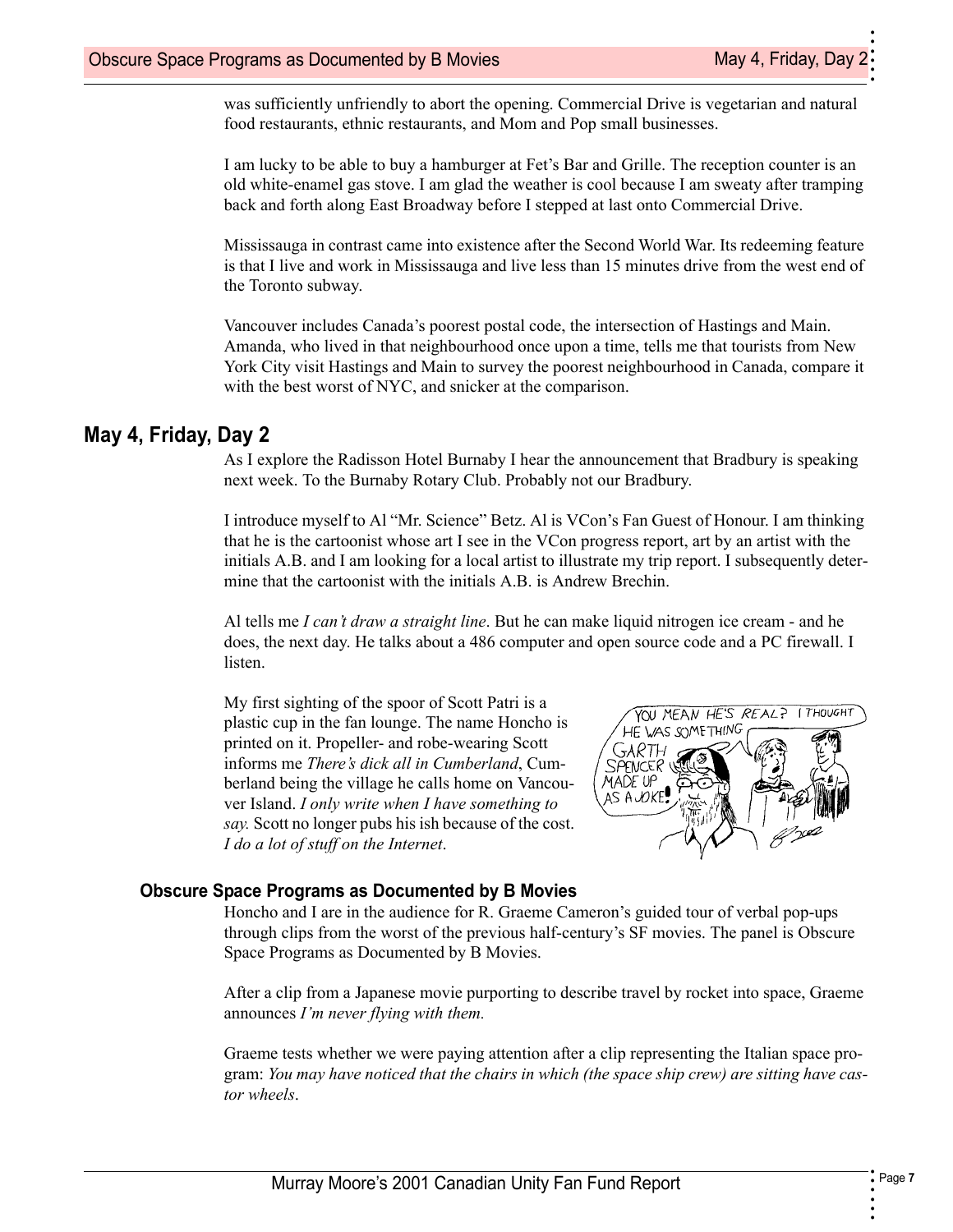was sufficiently unfriendly to abort the opening. Commercial Drive is vegetarian and natural food restaurants, ethnic restaurants, and Mom and Pop small businesses.

I am lucky to be able to buy a hamburger at Fet's Bar and Grille. The reception counter is an old white-enamel gas stove. I am glad the weather is cool because I am sweaty after tramping back and forth along East Broadway before I stepped at last onto Commercial Drive.

Mississauga in contrast came into existence after the Second World War. Its redeeming feature is that I live and work in Mississauga and live less than 15 minutes drive from the west end of the Toronto subway.

Vancouver includes Canada's poorest postal code, the intersection of Hastings and Main. Amanda, who lived in that neighbourhood once upon a time, tells me that tourists from New York City visit Hastings and Main to survey the poorest neighbourhood in Canada, compare it with the best worst of NYC, and snicker at the comparison.

## May 4, Friday, Day 2

As I explore the Radisson Hotel Burnaby I hear the announcement that Bradbury is speaking next week. To the Burnaby Rotary Club. Probably not our Bradbury.

I introduce myself to Al "Mr. Science" Betz. Al is VCon's Fan Guest of Honour. I am thinking that he is the cartoonist whose art I see in the VCon progress report, art by an artist with the initials A.B. and I am looking for a local artist to illustrate my trip report. I subsequently determine that the cartoonist with the initials A.B. is Andrew Brechin.

Al tells me *I can't draw a straight line*. But he can make liquid nitrogen ice cream - and he does, the next day. He talks about a 486 computer and open source code and a PC firewall. I listen.

My first sighting of the spoor of Scott Patri is a plastic cup in the fan lounge. The name Honcho is printed on it. Propeller- and robe-wearing Scott informs me *There's dick all in Cumberland*, Cumberland being the village he calls home on Vancouver Island. *I only write when I have something to say.* Scott no longer pubs his ish because of the cost. *I do a lot of stuff on the Internet*.

### Obscure Space Programs as Documented by B Movies

Honcho and I are in the audience for R. Graeme Cameron's guided tour of verbal pop-ups through clips from the worst of the previous half-century's SF movies. The panel is Obscure Space Programs as Documented by B Movies.

After a clip from a Japanese movie purporting to describe travel by rocket into space, Graeme announces *I'm never flying with them.*

Graeme tests whether we were paying attention after a clip representing the Italian space program: *You may have noticed that the chairs in which (the space ship crew) are sitting have castor wheels*.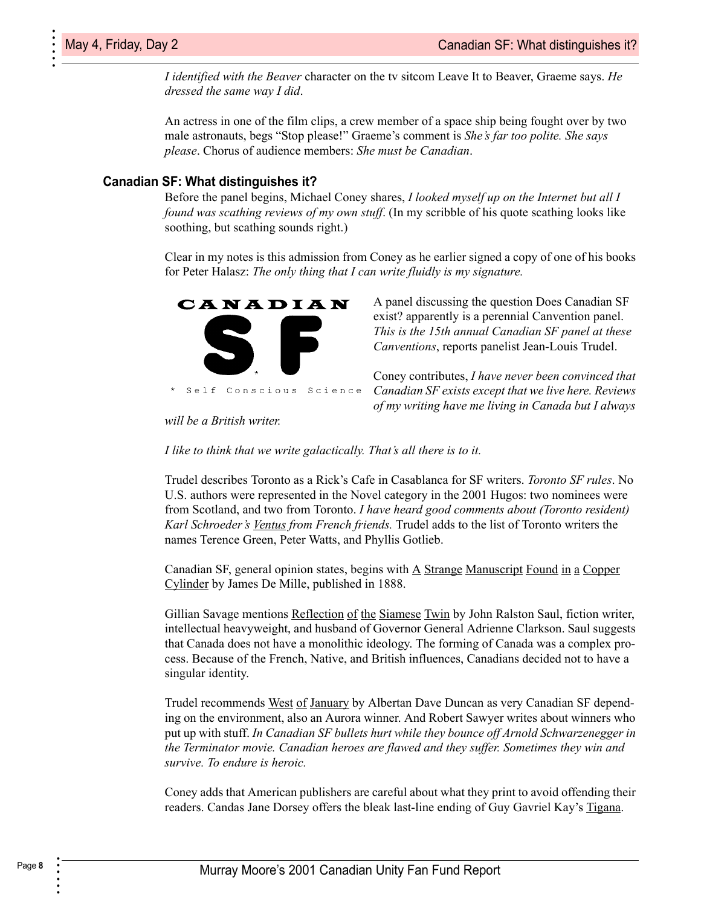*I identified with the Beaver* character on the tv sitcom Leave It to Beaver, Graeme says. *He dressed the same way I did*.

An actress in one of the film clips, a crew member of a space ship being fought over by two male astronauts, begs "Stop please!" Graeme's comment is *She's far too polite. She says please*. Chorus of audience members: *She must be Canadian*.

### Canadian SF: What distinguishes it?

Before the panel begins, Michael Coney shares, *I looked myself up on the Internet but all I found was scathing reviews of my own stuff*. (In my scribble of his quote scathing looks like soothing, but scathing sounds right.)

Clear in my notes is this admission from Coney as he earlier signed a copy of one of his books for Peter Halasz: *The only thing that I can write fluidly is my signature.*

CANADIAN

S*F

* Self Conscious Science

A panel discussing the question Does Canadian SF exist? apparently is a perennial Canvention panel. *This is the 15th annual Canadian SF panel at these Canventions*, reports panelist Jean-Louis Trudel.

Coney contributes, *I have never been convinced that Canadian SF exists except that we live here. Reviews of my writing have me living in Canada but I always will be a British writer.*

*I like to think that we write galactically. That's all there is to it.*

Trudel describes Toronto as a Rick's Cafe in Casablanca for SF writers. *Toronto SF rules*. No U.S. authors were represented in the Novel category in the 2001 Hugos: two nominees were from Scotland, and two from Toronto. *I have heard good comments about (Toronto resident) Karl Schroeder's* Ventus *from French friends.* Trudel adds to the list of Toronto writers the names Terence Green, Peter Watts, and Phyllis Gotlieb.

Canadian SF, general opinion states, begins with A Strange Manuscript Found in a Copper Cylinder by James De Mille, published in 1888.

Gillian Savage mentions Reflection of the Siamese Twin by John Ralston Saul, fiction writer, intellectual heavyweight, and husband of Governor General Adrienne Clarkson. Saul suggests that Canada does not have a monolithic ideology. The forming of Canada was a complex process. Because of the French, Native, and British influences, Canadians decided not to have a singular identity.

Trudel recommends West of January by Albertan Dave Duncan as very Canadian SF depending on the environment, also an Aurora winner. And Robert Sawyer writes about winners who put up with stuff. *In Canadian SF bullets hurt while they bounce off Arnold Schwarzenegger in the Terminator movie. Canadian heroes are flawed and they suffer. Sometimes they win and survive. To endure is heroic.*

Coney adds that American publishers are careful about what they print to avoid offending their readers. Candas Jane Dorsey offers the bleak last-line ending of Guy Gavriel Kay's Tigana.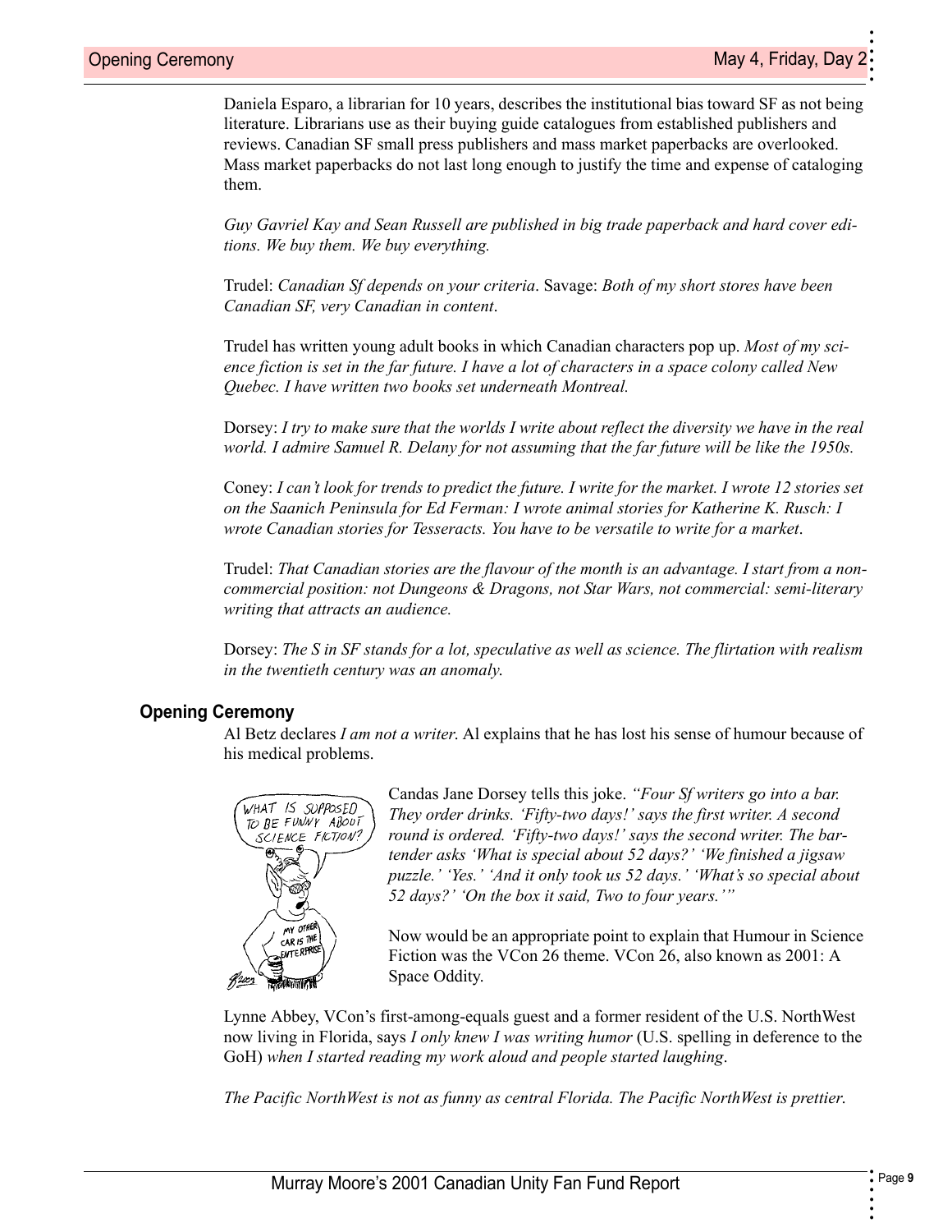Daniela Esparo, a librarian for 10 years, describes the institutional bias toward SF as not being literature. Librarians use as their buying guide catalogues from established publishers and reviews. Canadian SF small press publishers and mass market paperbacks are overlooked. Mass market paperbacks do not last long enough to justify the time and expense of cataloging them.

*Guy Gavriel Kay and Sean Russell are published in big trade paperback and hard cover editions. We buy them. We buy everything.*

Trudel: *Canadian Sf depends on your criteria*. Savage: *Both of my short stores have been Canadian SF, very Canadian in content*.

Trudel has written young adult books in which Canadian characters pop up. *Most of my science fiction is set in the far future. I have a lot of characters in a space colony called New Quebec. I have written two books set underneath Montreal.*

Dorsey: *I try to make sure that the worlds I write about reflect the diversity we have in the real world. I admire Samuel R. Delany for not assuming that the far future will be like the 1950s.*

Coney: *I can't look for trends to predict the future. I write for the market. I wrote 12 stories set on the Saanich Peninsula for Ed Ferman: I wrote animal stories for Katherine K. Rusch: I wrote Canadian stories for Tesseracts. You have to be versatile to write for a market*.

Trudel: *That Canadian stories are the flavour of the month is an advantage. I start from a non-commercial position: not Dungeons & Dragons, not Star Wars, not commercial: semi-literary writing that attracts an audience.*

Dorsey: *The S in SF stands for a lot, speculative as well as science. The flirtation with realism in the twentieth century was an anomaly.*

### Opening Ceremony

Al Betz declares *I am not a writer*. Al explains that he has lost his sense of humour because of his medical problems.

Candas Jane Dorsey tells this joke. *"Four Sf writers go into a bar. They order drinks. 'Fifty-two days!' says the first writer. A second round is ordered. 'Fifty-two days!' says the second writer. The bartender asks 'What is special about 52 days?' 'We finished a jigsaw puzzle.' 'Yes.' 'And it only took us 52 days.' 'What's so special about 52 days?' 'On the box it said, Two to four years.'"*

Now would be an appropriate point to explain that Humour in Science Fiction was the VCon 26 theme. VCon 26, also known as 2001: A Space Oddity.

Lynne Abbey, VCon's first-among-equals guest and a former resident of the U.S. NorthWest now living in Florida, says *I only knew I was writing humor* (U.S. spelling in deference to the GoH) *when I started reading my work aloud and people started laughing*.

*The Pacific NorthWest is not as funny as central Florida. The Pacific NorthWest is prettier.*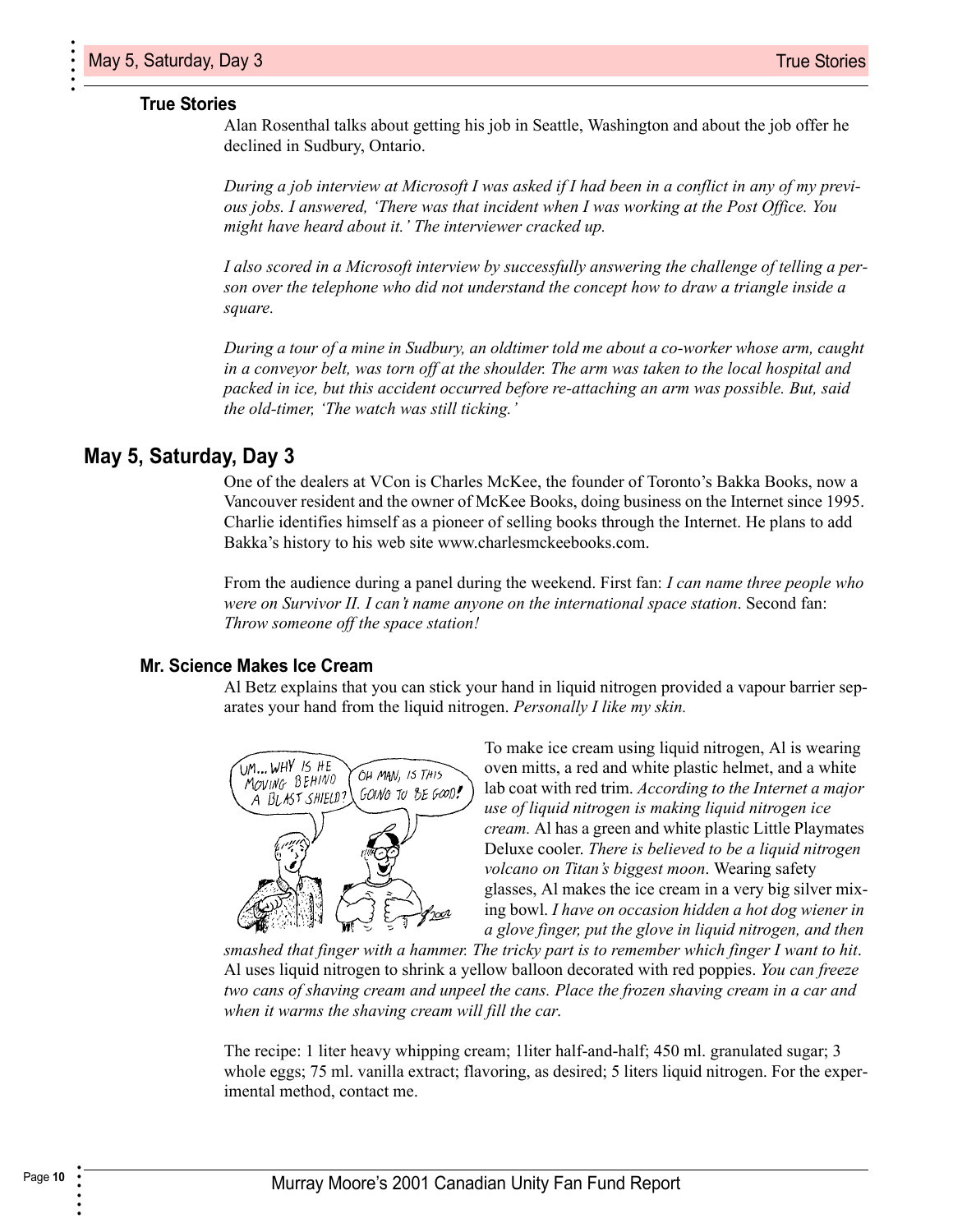### True Stories

Alan Rosenthal talks about getting his job in Seattle, Washington and about the job offer he declined in Sudbury, Ontario.

*During a job interview at Microsoft I was asked if I had been in a conflict in any of my previous jobs. I answered, 'There was that incident when I was working at the Post Office. You might have heard about it.' The interviewer cracked up.*

*I also scored in a Microsoft interview by successfully answering the challenge of telling a person over the telephone who did not understand the concept how to draw a triangle inside a square.*

*During a tour of a mine in Sudbury, an oldtimer told me about a co-worker whose arm, caught in a conveyor belt, was torn off at the shoulder. The arm was taken to the local hospital and packed in ice, but this accident occurred before re-attaching an arm was possible. But, said the old-timer, 'The watch was still ticking.'*

## May 5, Saturday, Day 3

One of the dealers at VCon is Charles McKee, the founder of Toronto's Bakka Books, now a Vancouver resident and the owner of McKee Books, doing business on the Internet since 1995. Charlie identifies himself as a pioneer of selling books through the Internet. He plans to add Bakka's history to his web site www.charlesmckeebooks.com.

From the audience during a panel during the weekend. First fan: *I can name three people who were on Survivor II. I can't name anyone on the international space station*. Second fan: *Throw someone off the space station!*

### Mr. Science Makes Ice Cream

Al Betz explains that you can stick your hand in liquid nitrogen provided a vapour barrier separates your hand from the liquid nitrogen. *Personally I like my skin.*

To make ice cream using liquid nitrogen, Al is wearing oven mitts, a red and white plastic helmet, and a white lab coat with red trim. *According to the Internet a major use of liquid nitrogen is making liquid nitrogen ice cream.* Al has a green and white plastic Little Playmates Deluxe cooler. *There is believed to be a liquid nitrogen volcano on Titan's biggest moon*. Wearing safety glasses, Al makes the ice cream in a very big silver mixing bowl. *I have on occasion hidden a hot dog wiener in a glove finger, put the glove in liquid nitrogen, and then smashed that finger with a hammer. The tricky part is to remember which finger I want to hit*. Al uses liquid nitrogen to shrink a yellow balloon decorated with red poppies. *You can freeze two cans of shaving cream and unpeel the cans. Place the frozen shaving cream in a car and when it warms the shaving cream will fill the car.*

The recipe: 1 liter heavy whipping cream; 1liter half-and-half; 450 ml. granulated sugar; 3 whole eggs; 75 ml. vanilla extract; flavoring, as desired; 5 liters liquid nitrogen. For the experimental method, contact me.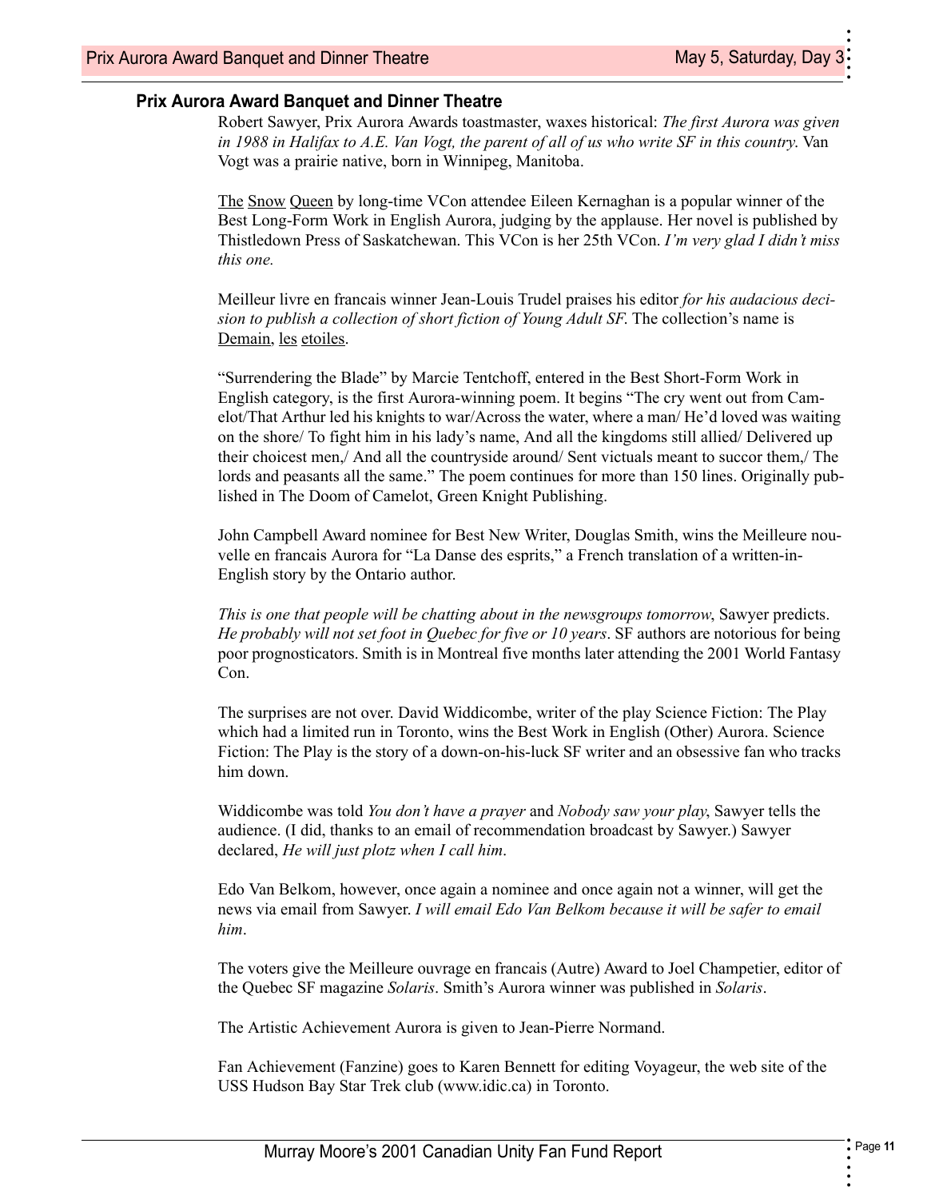## Prix Aurora Award Banquet and Dinner Theatre

Robert Sawyer, Prix Aurora Awards toastmaster, waxes historical: *The first Aurora was given in 1988 in Halifax to A.E. Van Vogt, the parent of all of us who write SF in this country*. Van Vogt was a prairie native, born in Winnipeg, Manitoba.

The Snow Queen by long-time VCon attendee Eileen Kernaghan is a popular winner of the Best Long-Form Work in English Aurora, judging by the applause. Her novel is published by Thistledown Press of Saskatchewan. This VCon is her 25th VCon. *I'm very glad I didn't miss this one.*

Meilleur livre en francais winner Jean-Louis Trudel praises his editor *for his audacious decision to publish a collection of short fiction of Young Adult SF*. The collection's name is Demain, les etoiles.

"Surrendering the Blade" by Marcie Tentchoff, entered in the Best Short-Form Work in English category, is the first Aurora-winning poem. It begins "The cry went out from Camelot/That Arthur led his knights to war/Across the water, where a man/ He'd loved was waiting on the shore/ To fight him in his lady's name, And all the kingdoms still allied/ Delivered up their choicest men,/ And all the countryside around/ Sent victuals meant to succor them,/ The lords and peasants all the same." The poem continues for more than 150 lines. Originally published in The Doom of Camelot, Green Knight Publishing.

John Campbell Award nominee for Best New Writer, Douglas Smith, wins the Meilleure nouvelle en francais Aurora for "La Danse des esprits," a French translation of a written-in-English story by the Ontario author.

*This is one that people will be chatting about in the newsgroups tomorrow*, Sawyer predicts. *He probably will not set foot in Quebec for five or 10 years*. SF authors are notorious for being poor prognosticators. Smith is in Montreal five months later attending the 2001 World Fantasy Con.

The surprises are not over. David Widdicombe, writer of the play Science Fiction: The Play which had a limited run in Toronto, wins the Best Work in English (Other) Aurora. Science Fiction: The Play is the story of a down-on-his-luck SF writer and an obsessive fan who tracks him down.

Widdicombe was told *You don't have a prayer* and *Nobody saw your play*, Sawyer tells the audience. (I did, thanks to an email of recommendation broadcast by Sawyer.) Sawyer declared, *He will just plotz when I call him*.

Edo Van Belkom, however, once again a nominee and once again not a winner, will get the news via email from Sawyer. *I will email Edo Van Belkom because it will be safer to email him*.

The voters give the Meilleure ouvrage en francais (Autre) Award to Joel Champetier, editor of the Quebec SF magazine *Solaris*. Smith's Aurora winner was published in *Solaris*.

The Artistic Achievement Aurora is given to Jean-Pierre Normand.

Fan Achievement (Fanzine) goes to Karen Bennett for editing Voyageur, the web site of the USS Hudson Bay Star Trek club (www.idic.ca) in Toronto.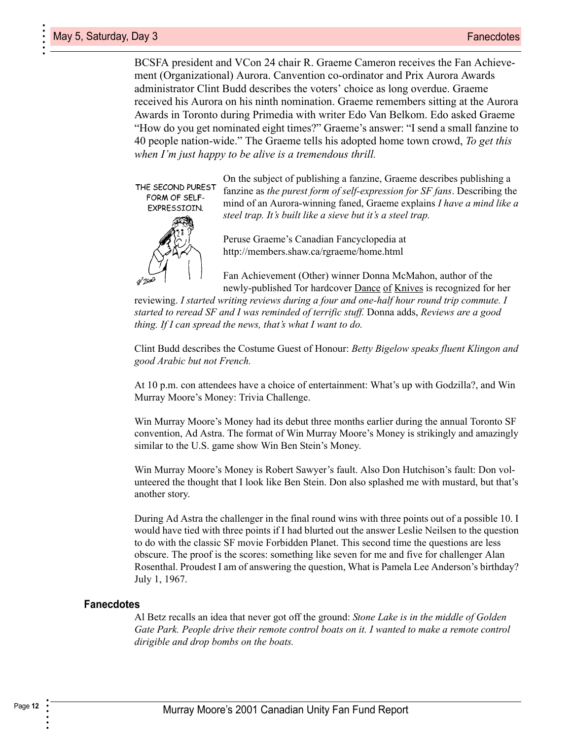BCSFA president and VCon 24 chair R. Graeme Cameron receives the Fan Achievement (Organizational) Aurora. Canvention co-ordinator and Prix Aurora Awards administrator Clint Budd describes the voters' choice as long overdue. Graeme received his Aurora on his ninth nomination. Graeme remembers sitting at the Aurora Awards in Toronto during Primedia with writer Edo Van Belkom. Edo asked Graeme "How do you get nominated eight times?" Graeme's answer: "I send a small fanzine to 40 people nation-wide." The Graeme tells his adopted home town crowd, *To get this when I'm just happy to be alive is a tremendous thrill.*

THE SECOND PUREST FORM OF SELF-EXPRESSIOIN.

On the subject of publishing a fanzine, Graeme describes publishing a fanzine as *the purest form of self-expression for SF fans*. Describing the mind of an Aurora-winning faned, Graeme explains *I have a mind like a steel trap. It's built like a sieve but it's a steel trap.*

Peruse Graeme's Canadian Fancyclopedia at http://members.shaw.ca/rgraeme/home.html

Fan Achievement (Other) winner Donna McMahon, author of the newly-published Tor hardcover Dance of Knives is recognized for her reviewing. *I started writing reviews during a four and one-half hour round trip commute. I started to reread SF and I was reminded of terrific stuff.* Donna adds, *Reviews are a good thing. If I can spread the news, that's what I want to do.*

Clint Budd describes the Costume Guest of Honour: *Betty Bigelow speaks fluent Klingon and good Arabic but not French.*

At 10 p.m. con attendees have a choice of entertainment: What's up with Godzilla?, and Win Murray Moore's Money: Trivia Challenge.

Win Murray Moore's Money had its debut three months earlier during the annual Toronto SF convention, Ad Astra. The format of Win Murray Moore's Money is strikingly and amazingly similar to the U.S. game show Win Ben Stein's Money.

Win Murray Moore's Money is Robert Sawyer's fault. Also Don Hutchison's fault: Don volunteered the thought that I look like Ben Stein. Don also splashed me with mustard, but that's another story.

During Ad Astra the challenger in the final round wins with three points out of a possible 10. I would have tied with three points if I had blurted out the answer Leslie Neilsen to the question to do with the classic SF movie Forbidden Planet. This second time the questions are less obscure. The proof is the scores: something like seven for me and five for challenger Alan Rosenthal. Proudest I am of answering the question, What is Pamela Lee Anderson's birthday? July 1, 1967.

### Fanecdotes

Al Betz recalls an idea that never got off the ground: *Stone Lake is in the middle of Golden Gate Park. People drive their remote control boats on it. I wanted to make a remote control dirigible and drop bombs on the boats.*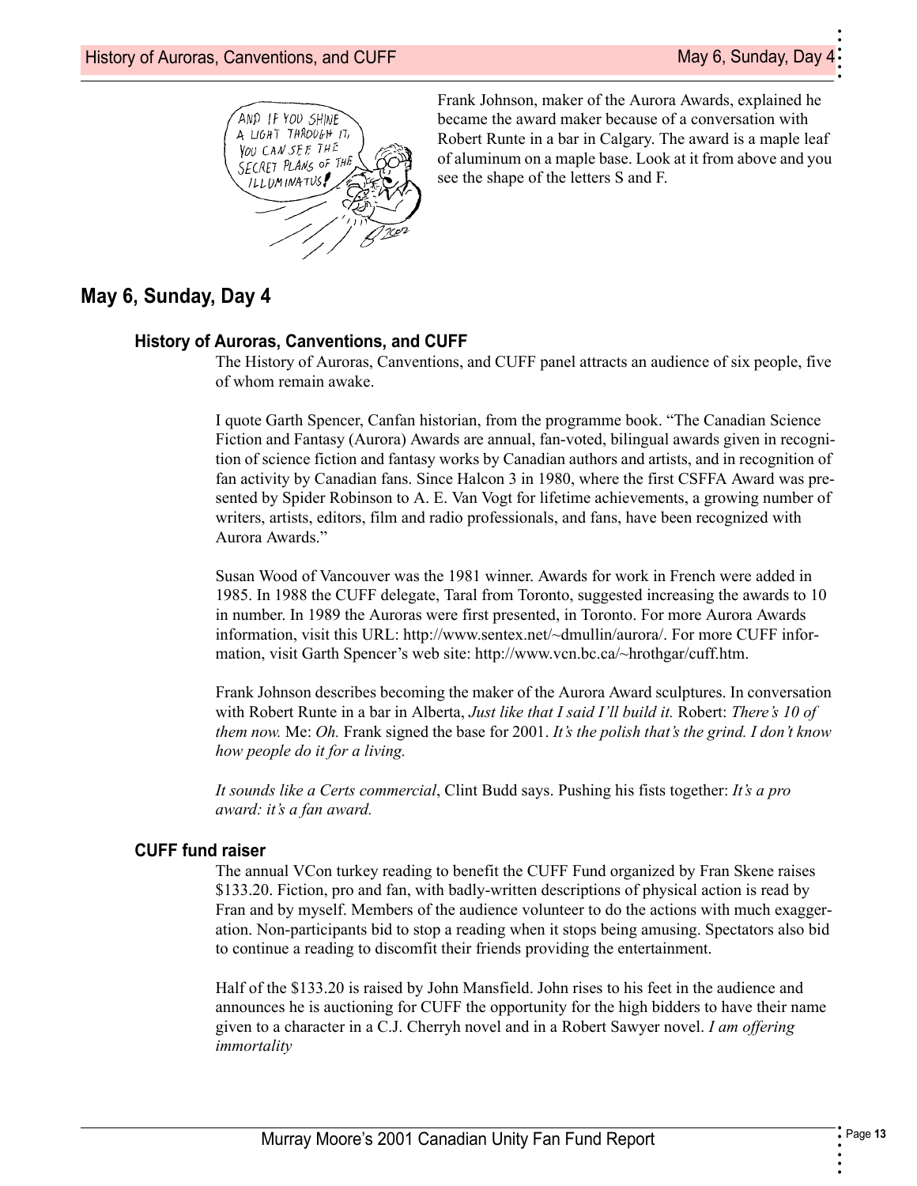Frank Johnson, maker of the Aurora Awards, explained he became the award maker because of a conversation with Robert Runte in a bar in Calgary. The award is a maple leaf of aluminum on a maple base. Look at it from above and you see the shape of the letters S and F.

## May 6, Sunday, Day 4

### History of Auroras, Canventions, and CUFF

The History of Auroras, Canventions, and CUFF panel attracts an audience of six people, five of whom remain awake.

I quote Garth Spencer, Canfan historian, from the programme book. "The Canadian Science Fiction and Fantasy (Aurora) Awards are annual, fan-voted, bilingual awards given in recognition of science fiction and fantasy works by Canadian authors and artists, and in recognition of fan activity by Canadian fans. Since Halcon 3 in 1980, where the first CSFFA Award was presented by Spider Robinson to A. E. Van Vogt for lifetime achievements, a growing number of writers, artists, editors, film and radio professionals, and fans, have been recognized with Aurora Awards."

Susan Wood of Vancouver was the 1981 winner. Awards for work in French were added in 1985. In 1988 the CUFF delegate, Taral from Toronto, suggested increasing the awards to 10 in number. In 1989 the Auroras were first presented, in Toronto. For more Aurora Awards information, visit this URL: http://www.sentex.net/~dmullin/aurora/. For more CUFF information, visit Garth Spencer's web site: http://www.vcn.bc.ca/~hrothgar/cuff.htm.

Frank Johnson describes becoming the maker of the Aurora Award sculptures. In conversation with Robert Runte in a bar in Alberta, *Just like that I said I'll build it.* Robert: *There's 10 of them now.* Me: *Oh.* Frank signed the base for 2001. *It's the polish that's the grind. I don't know how people do it for a living.*

*It sounds like a Certs commercial*, Clint Budd says. Pushing his fists together: *It's a pro award: it's a fan award.*

### CUFF fund raiser

The annual VCon turkey reading to benefit the CUFF Fund organized by Fran Skene raises $133.20. Fiction, pro and fan, with badly-written descriptions of physical action is read by Fran and by myself. Members of the audience volunteer to do the actions with much exaggeration. Non-participants bid to stop a reading when it stops being amusing. Spectators also bid to continue a reading to discomfit their friends providing the entertainment.

Half of the $133.20 is raised by John Mansfield. John rises to his feet in the audience and announces he is auctioning for CUFF the opportunity for the high bidders to have their name given to a character in a C.J. Cherryh novel and in a Robert Sawyer novel. *I am offering immortality*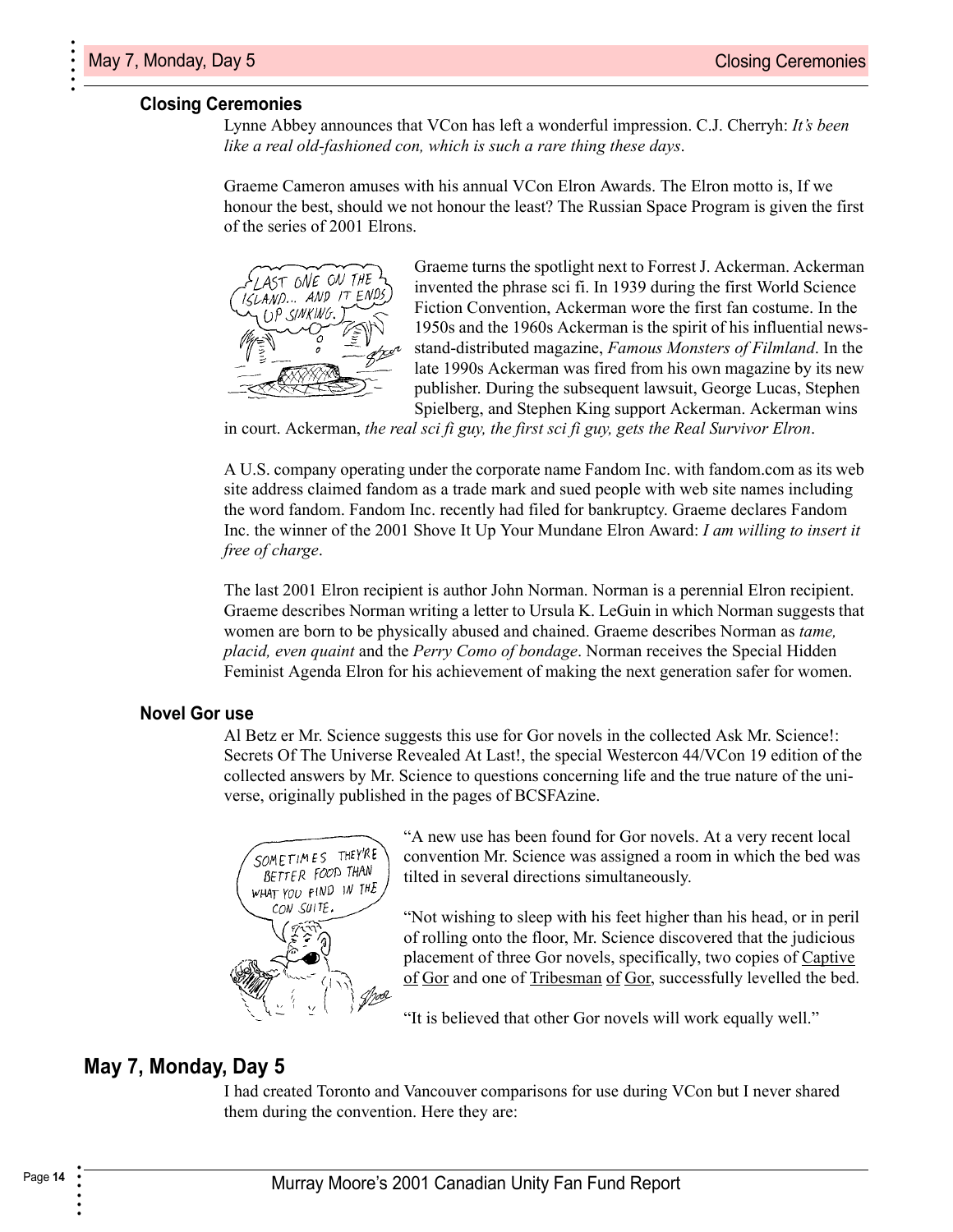### Closing Ceremonies

Lynne Abbey announces that VCon has left a wonderful impression. C.J. Cherryh: *It's been like a real old-fashioned con, which is such a rare thing these days*.

Graeme Cameron amuses with his annual VCon Elron Awards. The Elron motto is, If we honour the best, should we not honour the least? The Russian Space Program is given the first of the series of 2001 Elrons.

Graeme turns the spotlight next to Forrest J. Ackerman. Ackerman invented the phrase sci fi. In 1939 during the first World Science Fiction Convention, Ackerman wore the first fan costume. In the 1950s and the 1960s Ackerman is the spirit of his influential news-stand-distributed magazine, *Famous Monsters of Filmland*. In the late 1990s Ackerman was fired from his own magazine by its new publisher. During the subsequent lawsuit, George Lucas, Stephen Spielberg, and Stephen King support Ackerman. Ackerman wins in court. Ackerman, *the real sci fi guy, the first sci fi guy, gets the Real Survivor Elron*.

A U.S. company operating under the corporate name Fandom Inc. with fandom.com as its web site address claimed fandom as a trade mark and sued people with web site names including the word fandom. Fandom Inc. recently had filed for bankruptcy. Graeme declares Fandom Inc. the winner of the 2001 Shove It Up Your Mundane Elron Award: *I am willing to insert it free of charge*.

The last 2001 Elron recipient is author John Norman. Norman is a perennial Elron recipient. Graeme describes Norman writing a letter to Ursula K. LeGuin in which Norman suggests that women are born to be physically abused and chained. Graeme describes Norman as *tame, placid, even quaint* and the *Perry Como of bondage*. Norman receives the Special Hidden Feminist Agenda Elron for his achievement of making the next generation safer for women.

### Novel Gor use

Al Betz er Mr. Science suggests this use for Gor novels in the collected Ask Mr. Science!: Secrets Of The Universe Revealed At Last!, the special Westercon 44/VCon 19 edition of the collected answers by Mr. Science to questions concerning life and the true nature of the universe, originally published in the pages of BCSFAzine.

"A new use has been found for Gor novels. At a very recent local convention Mr. Science was assigned a room in which the bed was tilted in several directions simultaneously.

"Not wishing to sleep with his feet higher than his head, or in peril of rolling onto the floor, Mr. Science discovered that the judicious placement of three Gor novels, specifically, two copies of Captive of Gor and one of Tribesman of Gor, successfully levelled the bed.

"It is believed that other Gor novels will work equally well."

## May 7, Monday, Day 5

I had created Toronto and Vancouver comparisons for use during VCon but I never shared them during the convention. Here they are: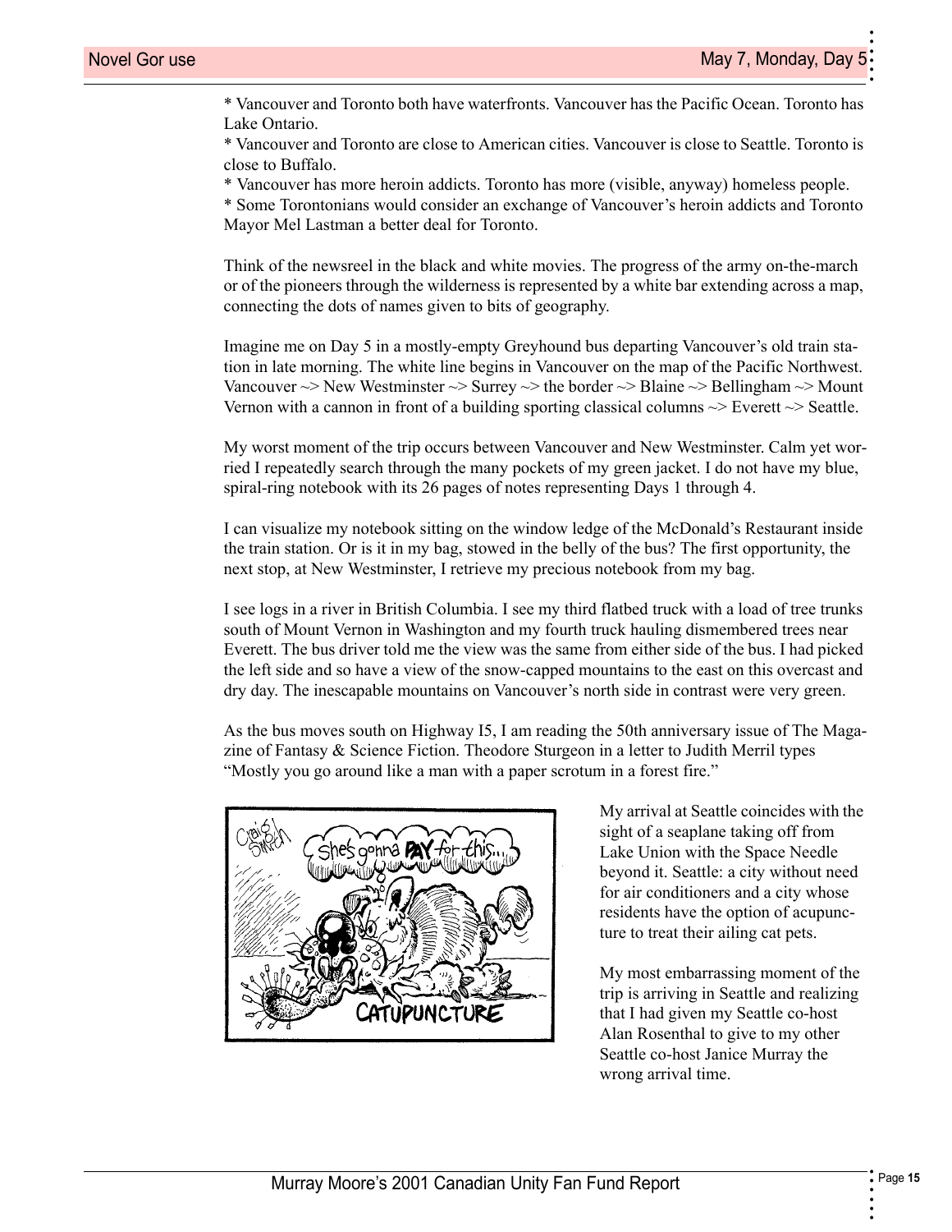* Vancouver and Toronto both have waterfronts. Vancouver has the Pacific Ocean. Toronto has Lake Ontario.
* Vancouver and Toronto are close to American cities. Vancouver is close to Seattle. Toronto is close to Buffalo.
* Vancouver has more heroin addicts. Toronto has more (visible, anyway) homeless people.
* Some Torontonians would consider an exchange of Vancouver's heroin addicts and Toronto Mayor Mel Lastman a better deal for Toronto.

Think of the newsreel in the black and white movies. The progress of the army on-the-march or of the pioneers through the wilderness is represented by a white bar extending across a map, connecting the dots of names given to bits of geography.

Imagine me on Day 5 in a mostly-empty Greyhound bus departing Vancouver's old train station in late morning. The white line begins in Vancouver on the map of the Pacific Northwest. Vancouver ~> New Westminster ~> Surrey ~> the border ~> Blaine ~> Bellingham ~> Mount Vernon with a cannon in front of a building sporting classical columns ~> Everett ~> Seattle.

My worst moment of the trip occurs between Vancouver and New Westminster. Calm yet worried I repeatedly search through the many pockets of my green jacket. I do not have my blue, spiral-ring notebook with its 26 pages of notes representing Days 1 through 4.

I can visualize my notebook sitting on the window ledge of the McDonald's Restaurant inside the train station. Or is it in my bag, stowed in the belly of the bus? The first opportunity, the next stop, at New Westminster, I retrieve my precious notebook from my bag.

I see logs in a river in British Columbia. I see my third flatbed truck with a load of tree trunks south of Mount Vernon in Washington and my fourth truck hauling dismembered trees near Everett. The bus driver told me the view was the same from either side of the bus. I had picked the left side and so have a view of the snow-capped mountains to the east on this overcast and dry day. The inescapable mountains on Vancouver's north side in contrast were very green.

As the bus moves south on Highway I5, I am reading the 50th anniversary issue of The Magazine of Fantasy & Science Fiction. Theodore Sturgeon in a letter to Judith Merril types "Mostly you go around like a man with a paper scrotum in a forest fire."

My arrival at Seattle coincides with the sight of a seaplane taking off from Lake Union with the Space Needle beyond it. Seattle: a city without need for air conditioners and a city whose residents have the option of acupuncture to treat their ailing cat pets.

My most embarrassing moment of the trip is arriving in Seattle and realizing that I had given my Seattle co-host Alan Rosenthal to give to my other Seattle co-host Janice Murray the wrong arrival time.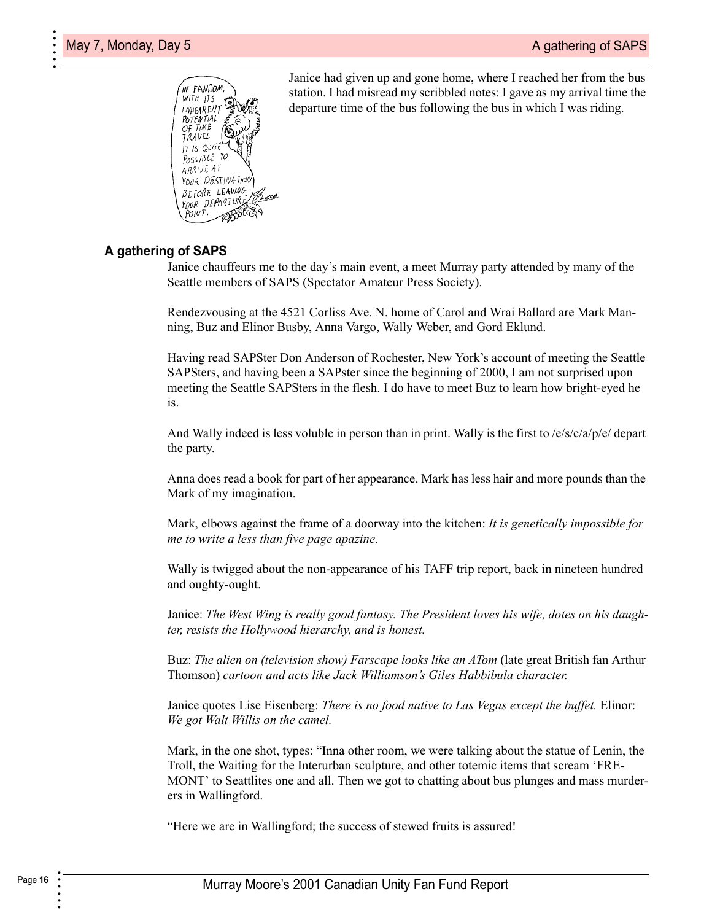Janice had given up and gone home, where I reached her from the bus station. I had misread my scribbled notes: I gave as my arrival time the departure time of the bus following the bus in which I was riding.

IN FANDOM, WITH ITS INHEARENT POTENTIAL OF TIME TRAVEL IT IS QUITE POSSIBLE TO ARRIVE AT YOUR DESTINATION BEFORE LEAVING YOUR DEPARTURE POINT.

## A gathering of SAPS

Janice chauffeurs me to the day's main event, a meet Murray party attended by many of the Seattle members of SAPS (Spectator Amateur Press Society).

Rendezvousing at the 4521 Corliss Ave. N. home of Carol and Wrai Ballard are Mark Manning, Buz and Elinor Busby, Anna Vargo, Wally Weber, and Gord Eklund.

Having read SAPSter Don Anderson of Rochester, New York's account of meeting the Seattle SAPSters, and having been a SAPster since the beginning of 2000, I am not surprised upon meeting the Seattle SAPSters in the flesh. I do have to meet Buz to learn how bright-eyed he is.

And Wally indeed is less voluble in person than in print. Wally is the first to /e/s/c/a/p/e/ depart the party.

Anna does read a book for part of her appearance. Mark has less hair and more pounds than the Mark of my imagination.

Mark, elbows against the frame of a doorway into the kitchen: *It is genetically impossible for me to write a less than five page apazine.*

Wally is twigged about the non-appearance of his TAFF trip report, back in nineteen hundred and oughty-ought.

Janice: *The West Wing is really good fantasy. The President loves his wife, dotes on his daughter, resists the Hollywood hierarchy, and is honest.*

Buz: *The alien on (television show) Farscape looks like an ATom* (late great British fan Arthur Thomson) *cartoon and acts like Jack Williamson's Giles Habbibula character.*

Janice quotes Lise Eisenberg: *There is no food native to Las Vegas except the buffet.* Elinor: *We got Walt Willis on the camel.*

Mark, in the one shot, types: "Inna other room, we were talking about the statue of Lenin, the Troll, the Waiting for the Interurban sculpture, and other totemic items that scream 'FREMONT' to Seattlites one and all. Then we got to chatting about bus plunges and mass murderers in Wallingford.

"Here we are in Wallingford; the success of stewed fruits is assured!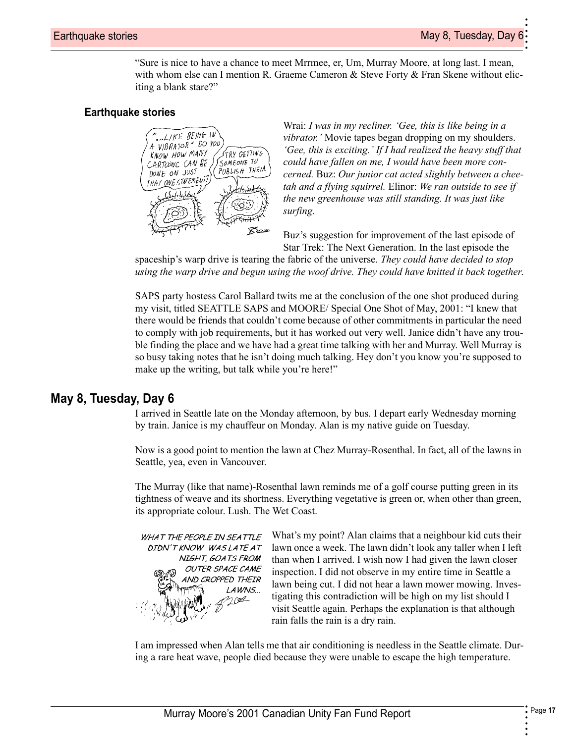"Sure is nice to have a chance to meet Mrrmee, er, Um, Murray Moore, at long last. I mean, with whom else can I mention R. Graeme Cameron & Steve Forty & Fran Skene without eliciting a blank stare?"

### Earthquake stories

Wrai: *I was in my recliner. 'Gee, this is like being in a vibrator.'* Movie tapes began dropping on my shoulders. *'Gee, this is exciting.' If I had realized the heavy stuff that could have fallen on me, I would have been more concerned.* Buz: *Our junior cat acted slightly between a cheetah and a flying squirrel.* Elinor: *We ran outside to see if the new greenhouse was still standing. It was just like surfing.*

Buz's suggestion for improvement of the last episode of Star Trek: The Next Generation. In the last episode the spaceship's warp drive is tearing the fabric of the universe. *They could have decided to stop using the warp drive and begun using the woof drive. They could have knitted it back together.*

SAPS party hostess Carol Ballard twits me at the conclusion of the one shot produced during my visit, titled SEATTLE SAPS and MOORE/ Special One Shot of May, 2001: "I knew that there would be friends that couldn't come because of other commitments in particular the need to comply with job requirements, but it has worked out very well. Janice didn't have any trouble finding the place and we have had a great time talking with her and Murray. Well Murray is so busy taking notes that he isn't doing much talking. Hey don't you know you're supposed to make up the writing, but talk while you're here!"

## May 8, Tuesday, Day 6

I arrived in Seattle late on the Monday afternoon, by bus. I depart early Wednesday morning by train. Janice is my chauffeur on Monday. Alan is my native guide on Tuesday.

Now is a good point to mention the lawn at Chez Murray-Rosenthal. In fact, all of the lawns in Seattle, yea, even in Vancouver.

The Murray (like that name)-Rosenthal lawn reminds me of a golf course putting green in its tightness of weave and its shortness. Everything vegetative is green or, when other than green, its appropriate colour. Lush. The Wet Coast.

What's my point? Alan claims that a neighbour kid cuts their lawn once a week. The lawn didn't look any taller when I left than when I arrived. I wish now I had given the lawn closer inspection. I did not observe in my entire time in Seattle a lawn being cut. I did not hear a lawn mower mowing. Investigating this contradiction will be high on my list should I visit Seattle again. Perhaps the explanation is that although rain falls the rain is a dry rain.

I am impressed when Alan tells me that air conditioning is needless in the Seattle climate. During a rare heat wave, people died because they were unable to escape the high temperature.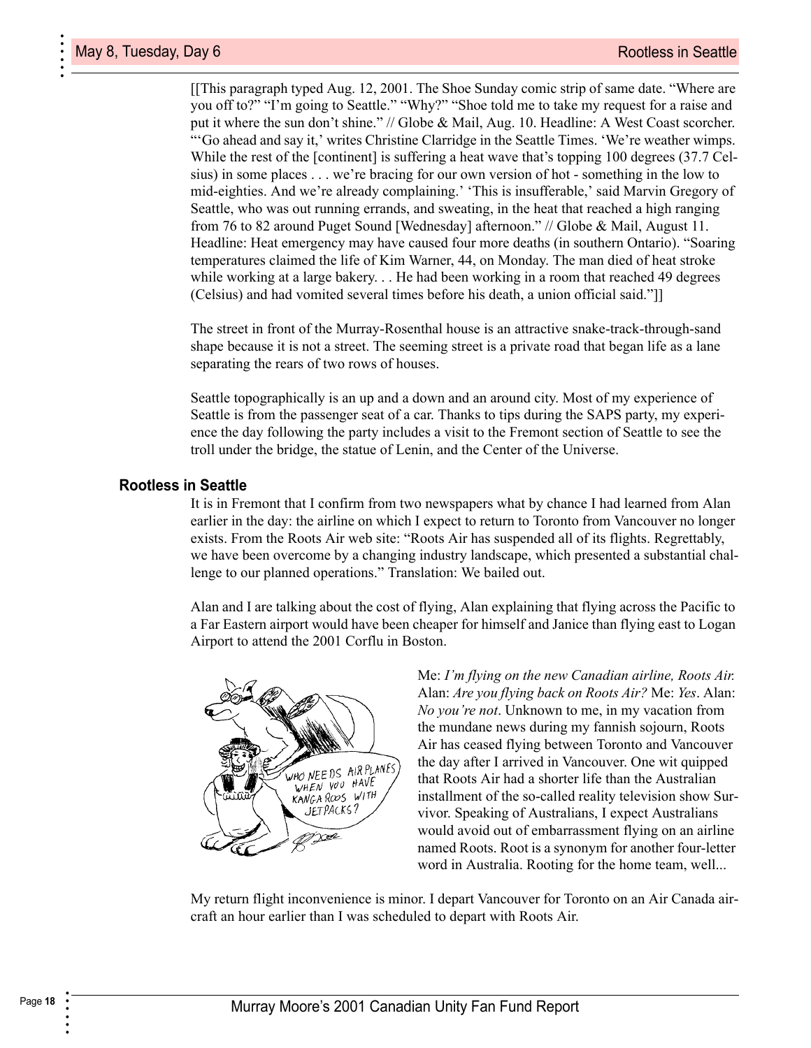[[This paragraph typed Aug. 12, 2001. The Shoe Sunday comic strip of same date. "Where are you off to?" "I'm going to Seattle." "Why?" "Shoe told me to take my request for a raise and put it where the sun don't shine." // Globe & Mail, Aug. 10. Headline: A West Coast scorcher. "'Go ahead and say it,' writes Christine Clarridge in the Seattle Times. 'We're weather wimps. While the rest of the [continent] is suffering a heat wave that's topping 100 degrees (37.7 Celsius) in some places . . . we're bracing for our own version of hot - something in the low to mid-eighties. And we're already complaining.' 'This is insufferable,' said Marvin Gregory of Seattle, who was out running errands, and sweating, in the heat that reached a high ranging from 76 to 82 around Puget Sound [Wednesday] afternoon." // Globe & Mail, August 11. Headline: Heat emergency may have caused four more deaths (in southern Ontario). "Soaring temperatures claimed the life of Kim Warner, 44, on Monday. The man died of heat stroke while working at a large bakery. . . He had been working in a room that reached 49 degrees (Celsius) and had vomited several times before his death, a union official said."]]

The street in front of the Murray-Rosenthal house is an attractive snake-track-through-sand shape because it is not a street. The seeming street is a private road that began life as a lane separating the rears of two rows of houses.

Seattle topographically is an up and a down and an around city. Most of my experience of Seattle is from the passenger seat of a car. Thanks to tips during the SAPS party, my experience the day following the party includes a visit to the Fremont section of Seattle to see the troll under the bridge, the statue of Lenin, and the Center of the Universe.

### Rootless in Seattle

It is in Fremont that I confirm from two newspapers what by chance I had learned from Alan earlier in the day: the airline on which I expect to return to Toronto from Vancouver no longer exists. From the Roots Air web site: "Roots Air has suspended all of its flights. Regrettably, we have been overcome by a changing industry landscape, which presented a substantial challenge to our planned operations." Translation: We bailed out.

Alan and I are talking about the cost of flying, Alan explaining that flying across the Pacific to a Far Eastern airport would have been cheaper for himself and Janice than flying east to Logan Airport to attend the 2001 Corflu in Boston.

Me: *I'm flying on the new Canadian airline, Roots Air.* Alan: *Are you flying back on Roots Air?* Me: *Yes*. Alan: *No you're not*. Unknown to me, in my vacation from the mundane news during my fannish sojourn, Roots Air has ceased flying between Toronto and Vancouver the day after I arrived in Vancouver. One wit quipped that Roots Air had a shorter life than the Australian installment of the so-called reality television show Survivor. Speaking of Australians, I expect Australians would avoid out of embarrassment flying on an airline named Roots. Root is a synonym for another four-letter word in Australia. Rooting for the home team, well...

My return flight inconvenience is minor. I depart Vancouver for Toronto on an Air Canada aircraft an hour earlier than I was scheduled to depart with Roots Air.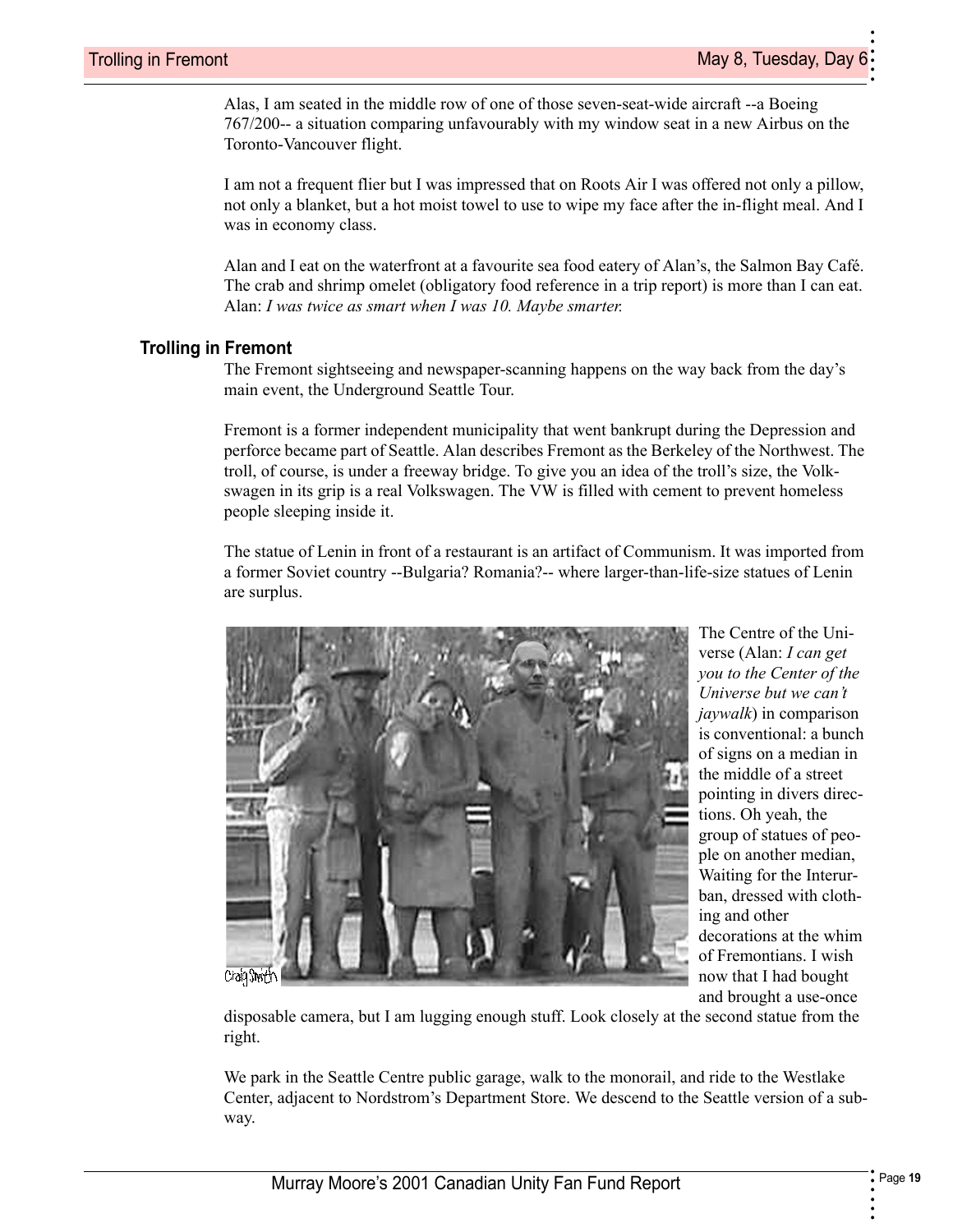Alas, I am seated in the middle row of one of those seven-seat-wide aircraft --a Boeing 767/200-- a situation comparing unfavourably with my window seat in a new Airbus on the Toronto-Vancouver flight.

I am not a frequent flier but I was impressed that on Roots Air I was offered not only a pillow, not only a blanket, but a hot moist towel to use to wipe my face after the in-flight meal. And I was in economy class.

Alan and I eat on the waterfront at a favourite sea food eatery of Alan's, the Salmon Bay Café. The crab and shrimp omelet (obligatory food reference in a trip report) is more than I can eat. Alan: *I was twice as smart when I was 10. Maybe smarter.*

## Trolling in Fremont

The Fremont sightseeing and newspaper-scanning happens on the way back from the day's main event, the Underground Seattle Tour.

Fremont is a former independent municipality that went bankrupt during the Depression and perforce became part of Seattle. Alan describes Fremont as the Berkeley of the Northwest. The troll, of course, is under a freeway bridge. To give you an idea of the troll's size, the Volkswagen in its grip is a real Volkswagen. The VW is filled with cement to prevent homeless people sleeping inside it.

The statue of Lenin in front of a restaurant is an artifact of Communism. It was imported from a former Soviet country --Bulgaria? Romania?-- where larger-than-life-size statues of Lenin are surplus.

Craig Smith

The Centre of the Universe (Alan: *I can get you to the Center of the Universe but we can't jaywalk*) in comparison is conventional: a bunch of signs on a median in the middle of a street pointing in divers directions. Oh yeah, the group of statues of people on another median, Waiting for the Interurban, dressed with clothing and other decorations at the whim of Fremontians. I wish now that I had bought and brought a use-once disposable camera, but I am lugging enough stuff. Look closely at the second statue from the right.

We park in the Seattle Centre public garage, walk to the monorail, and ride to the Westlake Center, adjacent to Nordstrom's Department Store. We descend to the Seattle version of a subway.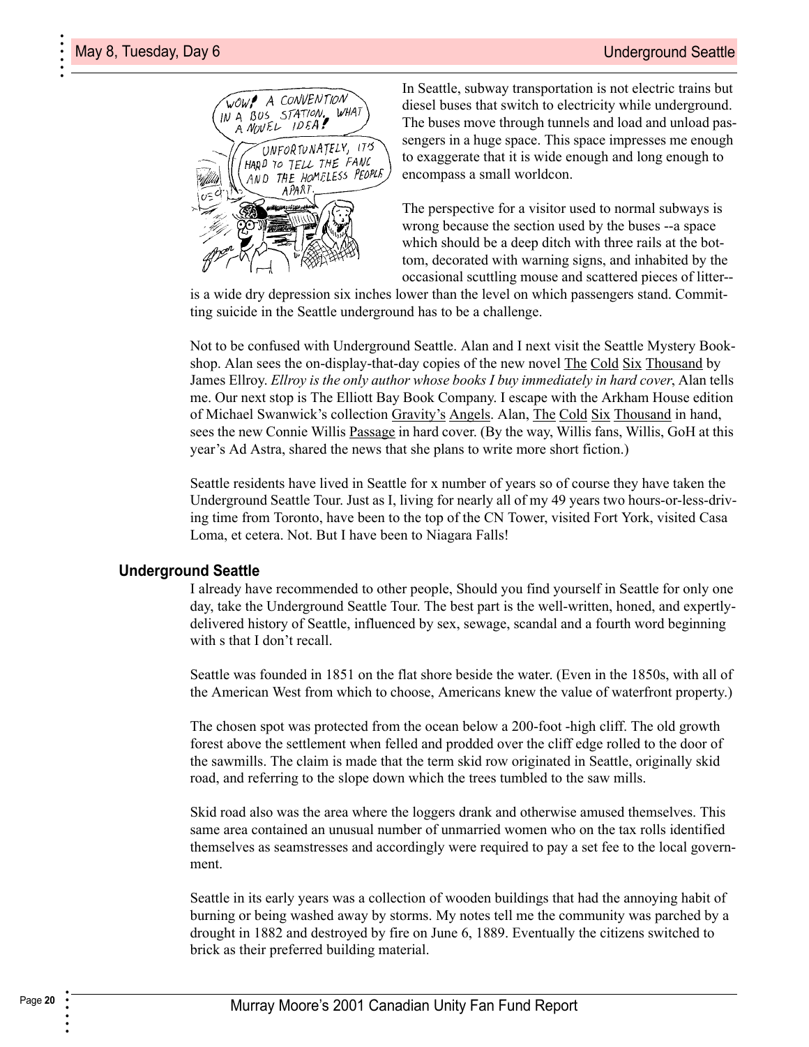In Seattle, subway transportation is not electric trains but diesel buses that switch to electricity while underground. The buses move through tunnels and load and unload passengers in a huge space. This space impresses me enough to exaggerate that it is wide enough and long enough to encompass a small worldcon.

The perspective for a visitor used to normal subways is wrong because the section used by the buses --a space which should be a deep ditch with three rails at the bottom, decorated with warning signs, and inhabited by the occasional scuttling mouse and scattered pieces of litter--is a wide dry depression six inches lower than the level on which passengers stand. Committing suicide in the Seattle underground has to be a challenge.

Not to be confused with Underground Seattle. Alan and I next visit the Seattle Mystery Bookshop. Alan sees the on-display-that-day copies of the new novel The Cold Six Thousand by James Ellroy. *Ellroy is the only author whose books I buy immediately in hard cover*, Alan tells me. Our next stop is The Elliott Bay Book Company. I escape with the Arkham House edition of Michael Swanwick's collection Gravity's Angels. Alan, The Cold Six Thousand in hand, sees the new Connie Willis Passage in hard cover. (By the way, Willis fans, Willis, GoH at this year's Ad Astra, shared the news that she plans to write more short fiction.)

Seattle residents have lived in Seattle for x number of years so of course they have taken the Underground Seattle Tour. Just as I, living for nearly all of my 49 years two hours-or-less-driving time from Toronto, have been to the top of the CN Tower, visited Fort York, visited Casa Loma, et cetera. Not. But I have been to Niagara Falls!

## Underground Seattle

I already have recommended to other people, Should you find yourself in Seattle for only one day, take the Underground Seattle Tour. The best part is the well-written, honed, and expertly-delivered history of Seattle, influenced by sex, sewage, scandal and a fourth word beginning with s that I don't recall.

Seattle was founded in 1851 on the flat shore beside the water. (Even in the 1850s, with all of the American West from which to choose, Americans knew the value of waterfront property.)

The chosen spot was protected from the ocean below a 200-foot -high cliff. The old growth forest above the settlement when felled and prodded over the cliff edge rolled to the door of the sawmills. The claim is made that the term skid row originated in Seattle, originally skid road, and referring to the slope down which the trees tumbled to the saw mills.

Skid road also was the area where the loggers drank and otherwise amused themselves. This same area contained an unusual number of unmarried women who on the tax rolls identified themselves as seamstresses and accordingly were required to pay a set fee to the local government.

Seattle in its early years was a collection of wooden buildings that had the annoying habit of burning or being washed away by storms. My notes tell me the community was parched by a drought in 1882 and destroyed by fire on June 6, 1889. Eventually the citizens switched to brick as their preferred building material.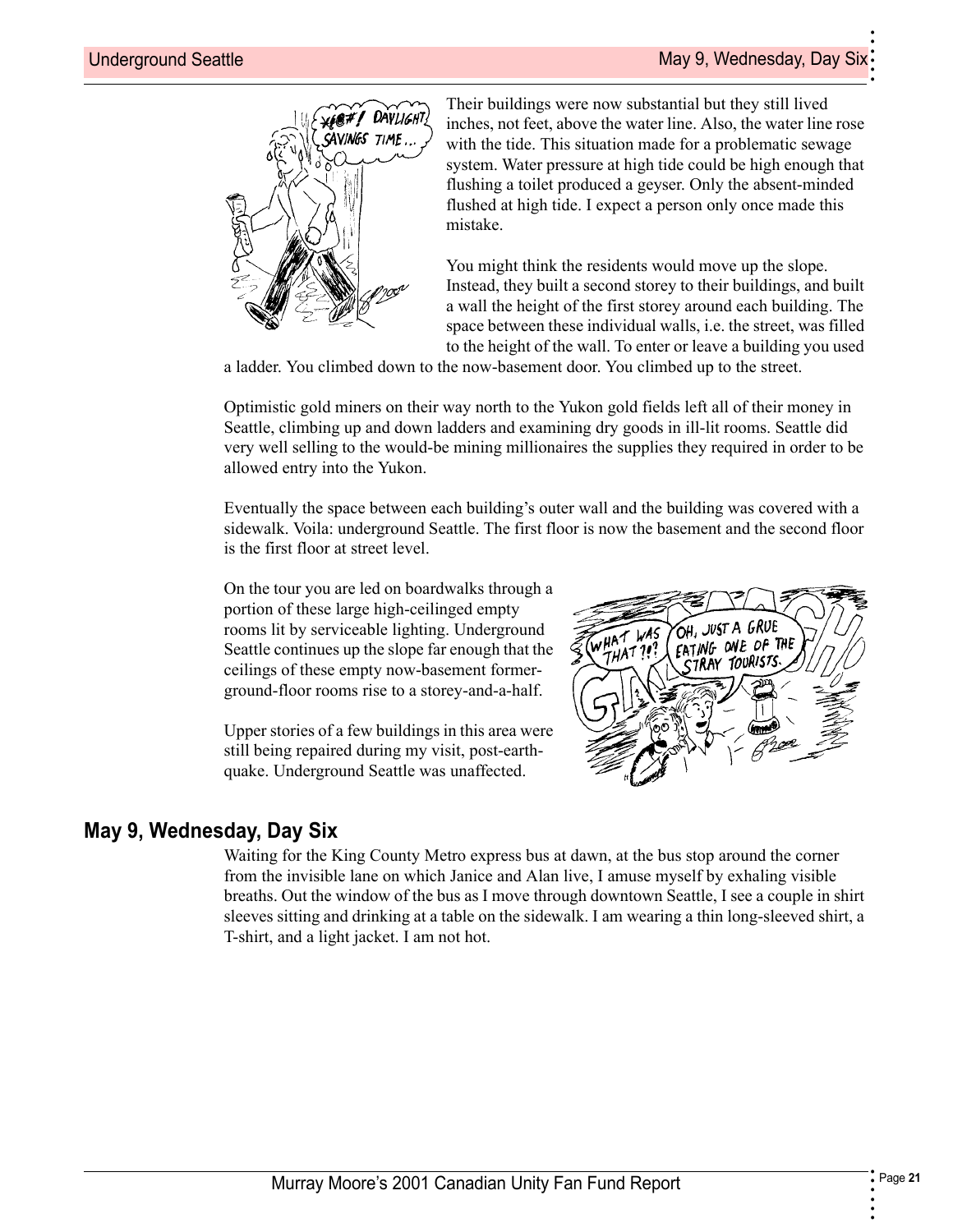Their buildings were now substantial but they still lived inches, not feet, above the water line. Also, the water line rose with the tide. This situation made for a problematic sewage system. Water pressure at high tide could be high enough that flushing a toilet produced a geyser. Only the absent-minded flushed at high tide. I expect a person only once made this mistake.

You might think the residents would move up the slope. Instead, they built a second storey to their buildings, and built a wall the height of the first storey around each building. The space between these individual walls, i.e. the street, was filled to the height of the wall. To enter or leave a building you used a ladder. You climbed down to the now-basement door. You climbed up to the street.

Optimistic gold miners on their way north to the Yukon gold fields left all of their money in Seattle, climbing up and down ladders and examining dry goods in ill-lit rooms. Seattle did very well selling to the would-be mining millionaires the supplies they required in order to be allowed entry into the Yukon.

Eventually the space between each building's outer wall and the building was covered with a sidewalk. Voila: underground Seattle. The first floor is now the basement and the second floor is the first floor at street level.

On the tour you are led on boardwalks through a portion of these large high-ceilinged empty rooms lit by serviceable lighting. Underground Seattle continues up the slope far enough that the ceilings of these empty now-basement former-ground-floor rooms rise to a storey-and-a-half.

Upper stories of a few buildings in this area were still being repaired during my visit, post-earthquake. Underground Seattle was unaffected.

## May 9, Wednesday, Day Six

Waiting for the King County Metro express bus at dawn, at the bus stop around the corner from the invisible lane on which Janice and Alan live, I amuse myself by exhaling visible breaths. Out the window of the bus as I move through downtown Seattle, I see a couple in shirt sleeves sitting and drinking at a table on the sidewalk. I am wearing a thin long-sleeved shirt, a T-shirt, and a light jacket. I am not hot.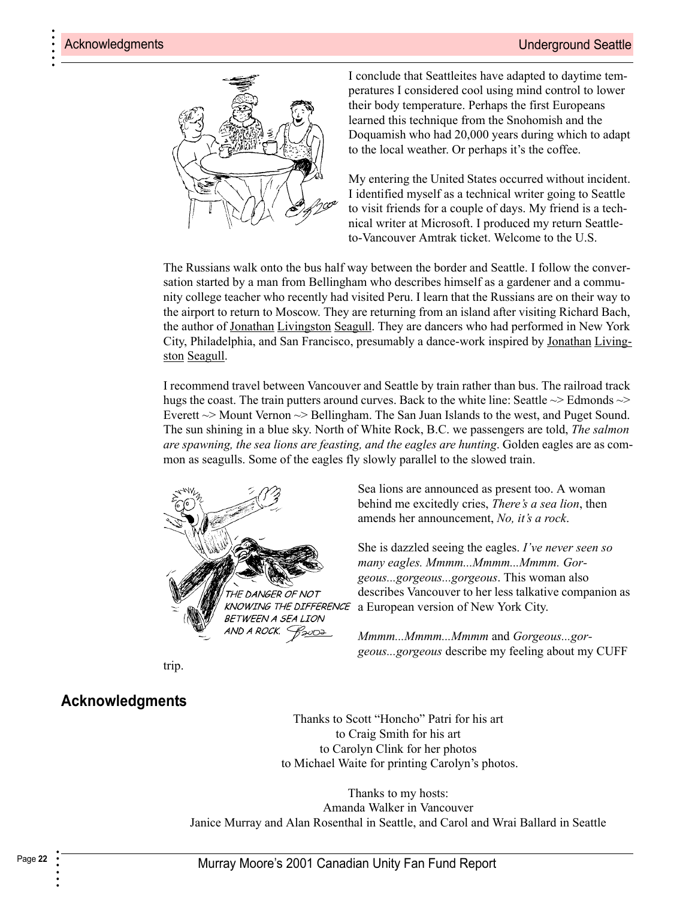I conclude that Seattleites have adapted to daytime temperatures I considered cool using mind control to lower their body temperature. Perhaps the first Europeans learned this technique from the Snohomish and the Doquamish who had 20,000 years during which to adapt to the local weather. Or perhaps it's the coffee.

My entering the United States occurred without incident. I identified myself as a technical writer going to Seattle to visit friends for a couple of days. My friend is a technical writer at Microsoft. I produced my return Seattle-to-Vancouver Amtrak ticket. Welcome to the U.S.

The Russians walk onto the bus half way between the border and Seattle. I follow the conversation started by a man from Bellingham who describes himself as a gardener and a community college teacher who recently had visited Peru. I learn that the Russians are on their way to the airport to return to Moscow. They are returning from an island after visiting Richard Bach, the author of Jonathan Livingston Seagull. They are dancers who had performed in New York City, Philadelphia, and San Francisco, presumably a dance-work inspired by Jonathan Livingston Seagull.

I recommend travel between Vancouver and Seattle by train rather than bus. The railroad track hugs the coast. The train putters around curves. Back to the white line: Seattle ~> Edmonds ~> Everett ~> Mount Vernon ~> Bellingham. The San Juan Islands to the west, and Puget Sound. The sun shining in a blue sky. North of White Rock, B.C. we passengers are told, *The salmon are spawning, the sea lions are feasting, and the eagles are hunting*. Golden eagles are as common as seagulls. Some of the eagles fly slowly parallel to the slowed train.

THE DANGER OF NOT KNOWING THE DIFFERENCE BETWEEN A SEA LION AND A ROCK.

Sea lions are announced as present too. A woman behind me excitedly cries, *There's a sea lion*, then amends her announcement, *No, it's a rock*.

She is dazzled seeing the eagles. *I've never seen so many eagles. Mmmm...Mmmm...Mmmm. Gorgeous...gorgeous...gorgeous*. This woman also describes Vancouver to her less talkative companion as a European version of New York City.

*Mmmm...Mmmm...Mmmm* and *Gorgeous...gorgeous...gorgeous* describe my feeling about my CUFF trip.

## Acknowledgments

Thanks to Scott "Honcho" Patri for his art
to Craig Smith for his art
to Carolyn Clink for her photos
to Michael Waite for printing Carolyn's photos.

Thanks to my hosts:
Amanda Walker in Vancouver
Janice Murray and Alan Rosenthal in Seattle, and Carol and Wrai Ballard in Seattle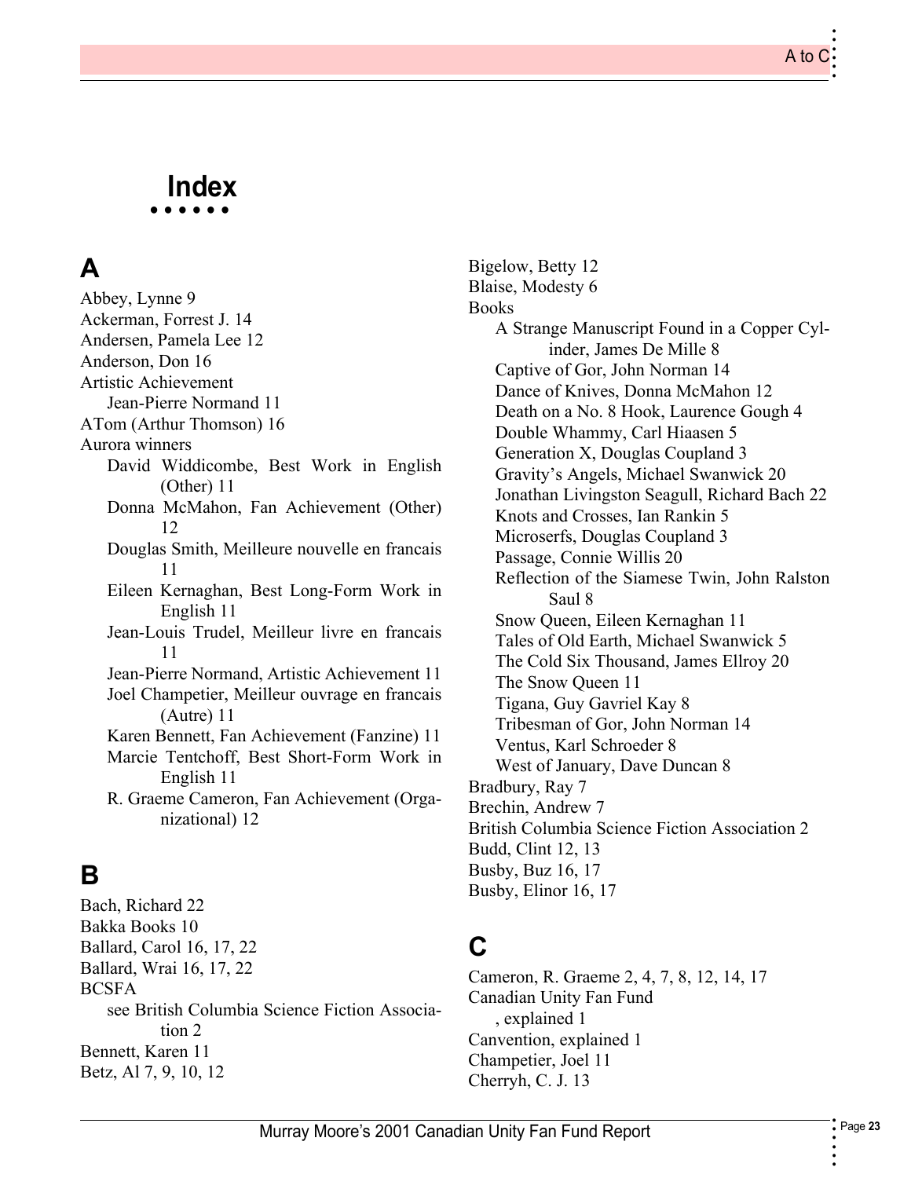# Index

## A

Abbey, Lynne 9
Ackerman, Forrest J. 14
Andersen, Pamela Lee 12
Anderson, Don 16
Artistic Achievement
- Jean-Pierre Normand 11

ATom (Arthur Thomson) 16
Aurora winners
- David Widdicombe, Best Work in English (Other) 11
- Donna McMahon, Fan Achievement (Other) 12
- Douglas Smith, Meilleure nouvelle en francais 11
- Eileen Kernaghan, Best Long-Form Work in English 11
- Jean-Louis Trudel, Meilleur livre en francais 11
- Jean-Pierre Normand, Artistic Achievement 11
- Joel Champetier, Meilleur ouvrage en francais (Autre) 11
- Karen Bennett, Fan Achievement (Fanzine) 11
- Marcie Tentchoff, Best Short-Form Work in English 11
- R. Graeme Cameron, Fan Achievement (Organizational) 12

## B

Bach, Richard 22
Bakka Books 10
Ballard, Carol 16, 17, 22
Ballard, Wrai 16, 17, 22
BCSFA
- see British Columbia Science Fiction Association 2

Bennett, Karen 11
Betz, Al 7, 9, 10, 12
Bigelow, Betty 12
Blaise, Modesty 6
Books
- A Strange Manuscript Found in a Copper Cylinder, James De Mille 8
- Captive of Gor, John Norman 14
- Dance of Knives, Donna McMahon 12
- Death on a No. 8 Hook, Laurence Gough 4
- Double Whammy, Carl Hiaasen 5
- Generation X, Douglas Coupland 3
- Gravity's Angels, Michael Swanwick 20
- Jonathan Livingston Seagull, Richard Bach 22
- Knots and Crosses, Ian Rankin 5
- Microserfs, Douglas Coupland 3
- Passage, Connie Willis 20
- Reflection of the Siamese Twin, John Ralston Saul 8
- Snow Queen, Eileen Kernaghan 11
- Tales of Old Earth, Michael Swanwick 5
- The Cold Six Thousand, James Ellroy 20
- The Snow Queen 11
- Tigana, Guy Gavriel Kay 8
- Tribesman of Gor, John Norman 14
- Ventus, Karl Schroeder 8
- West of January, Dave Duncan 8

Bradbury, Ray 7
Brechin, Andrew 7
British Columbia Science Fiction Association 2
Budd, Clint 12, 13
Busby, Buz 16, 17
Busby, Elinor 16, 17

## C

Cameron, R. Graeme 2, 4, 7, 8, 12, 14, 17
Canadian Unity Fan Fund
- , explained 1

Canvention, explained 1
Champetier, Joel 11
Cherryh, C. J. 13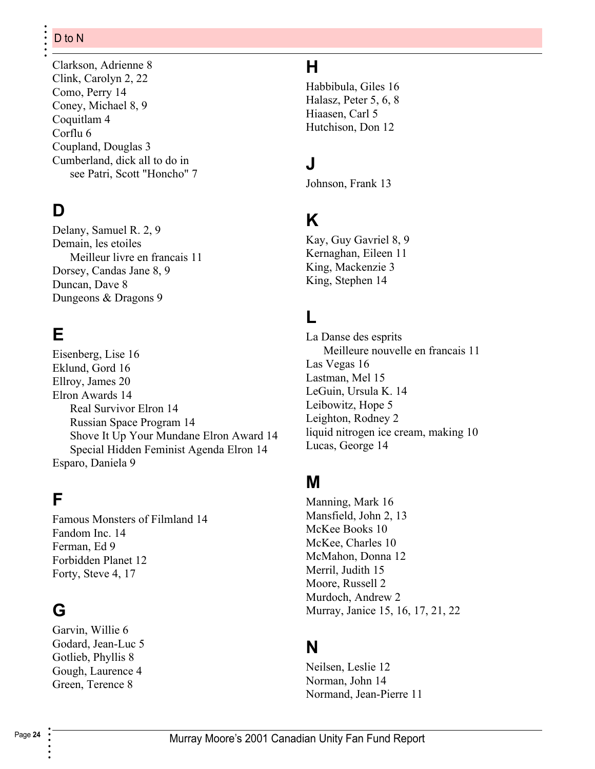Clarkson, Adrienne 8
Clink, Carolyn 2, 22
Como, Perry 14
Coney, Michael 8, 9
Coquitlam 4
Corflu 6
Coupland, Douglas 3
Cumberland, dick all to do in
    see Patri, Scott "Honcho" 7

## D

Delany, Samuel R. 2, 9
Demain, les etoiles
    Meilleur livre en francais 11
Dorsey, Candas Jane 8, 9
Duncan, Dave 8
Dungeons & Dragons 9

## E

Eisenberg, Lise 16
Eklund, Gord 16
Ellroy, James 20
Elron Awards 14
    Real Survivor Elron 14
    Russian Space Program 14
    Shove It Up Your Mundane Elron Award 14
    Special Hidden Feminist Agenda Elron 14
Esparo, Daniela 9

## F

Famous Monsters of Filmland 14
Fandom Inc. 14
Ferman, Ed 9
Forbidden Planet 12
Forty, Steve 4, 17

## G

Garvin, Willie 6
Godard, Jean-Luc 5
Gotlieb, Phyllis 8
Gough, Laurence 4
Green, Terence 8

## H

Habbibula, Giles 16
Halasz, Peter 5, 6, 8
Hiaasen, Carl 5
Hutchison, Don 12

## J

Johnson, Frank 13

## K

Kay, Guy Gavriel 8, 9
Kernaghan, Eileen 11
King, Mackenzie 3
King, Stephen 14

## L

La Danse des esprits
    Meilleure nouvelle en francais 11
Las Vegas 16
Lastman, Mel 15
LeGuin, Ursula K. 14
Leibowitz, Hope 5
Leighton, Rodney 2
liquid nitrogen ice cream, making 10
Lucas, George 14

## M

Manning, Mark 16
Mansfield, John 2, 13
McKee Books 10
McKee, Charles 10
McMahon, Donna 12
Merril, Judith 15
Moore, Russell 2
Murdoch, Andrew 2
Murray, Janice 15, 16, 17, 21, 22

## N

Neilsen, Leslie 12
Norman, John 14
Normand, Jean-Pierre 11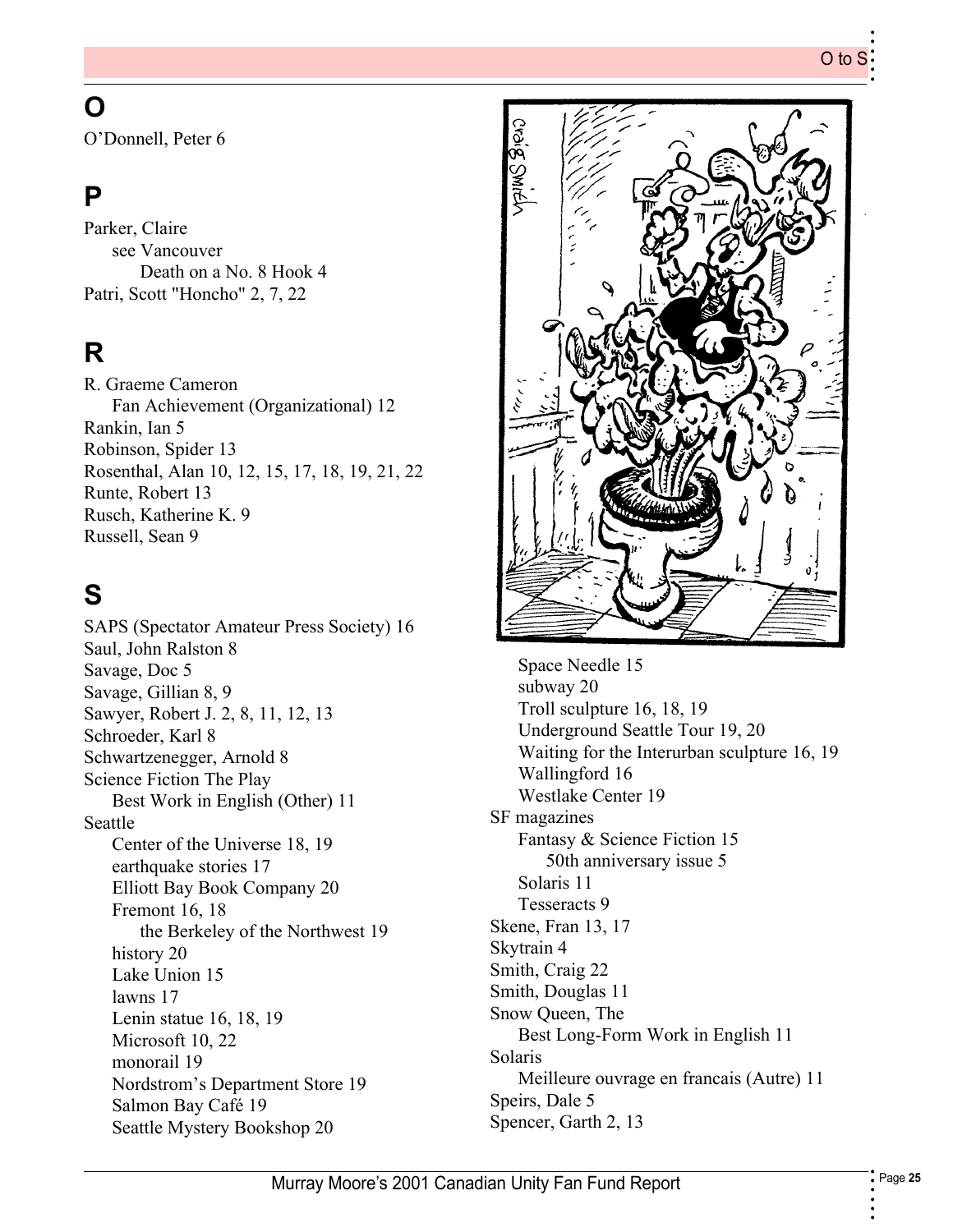# O

O'Donnell, Peter 6

# P

Parker, Claire
  see Vancouver
    Death on a No. 8 Hook 4
Patri, Scott "Honcho" 2, 7, 22

# R

R. Graeme Cameron
  Fan Achievement (Organizational) 12
Rankin, Ian 5
Robinson, Spider 13
Rosenthal, Alan 10, 12, 15, 17, 18, 19, 21, 22
Runte, Robert 13
Rusch, Katherine K. 9
Russell, Sean 9

# S

SAPS (Spectator Amateur Press Society) 16
Saul, John Ralston 8
Savage, Doc 5
Savage, Gillian 8, 9
Sawyer, Robert J. 2, 8, 11, 12, 13
Schroeder, Karl 8
Schwartzenegger, Arnold 8
Science Fiction The Play
  Best Work in English (Other) 11
Seattle
  Center of the Universe 18, 19
  earthquake stories 17
  Elliott Bay Book Company 20
  Fremont 16, 18
    the Berkeley of the Northwest 19
  history 20
  Lake Union 15
  lawns 17
  Lenin statue 16, 18, 19
  Microsoft 10, 22
  monorail 19
  Nordstrom's Department Store 19
  Salmon Bay Café 19
  Seattle Mystery Bookshop 20
  Space Needle 15
  subway 20
  Troll sculpture 16, 18, 19
  Underground Seattle Tour 19, 20
  Waiting for the Interurban sculpture 16, 19
  Wallingford 16
  Westlake Center 19
SF magazines
  Fantasy & Science Fiction 15
    50th anniversary issue 5
  Solaris 11
  Tesseracts 9
Skene, Fran 13, 17
Skytrain 4
Smith, Craig 22
Smith, Douglas 11
Snow Queen, The
  Best Long-Form Work in English 11
Solaris
  Meilleure ouvrage en francais (Autre) 11
Speirs, Dale 5
Spencer, Garth 2, 13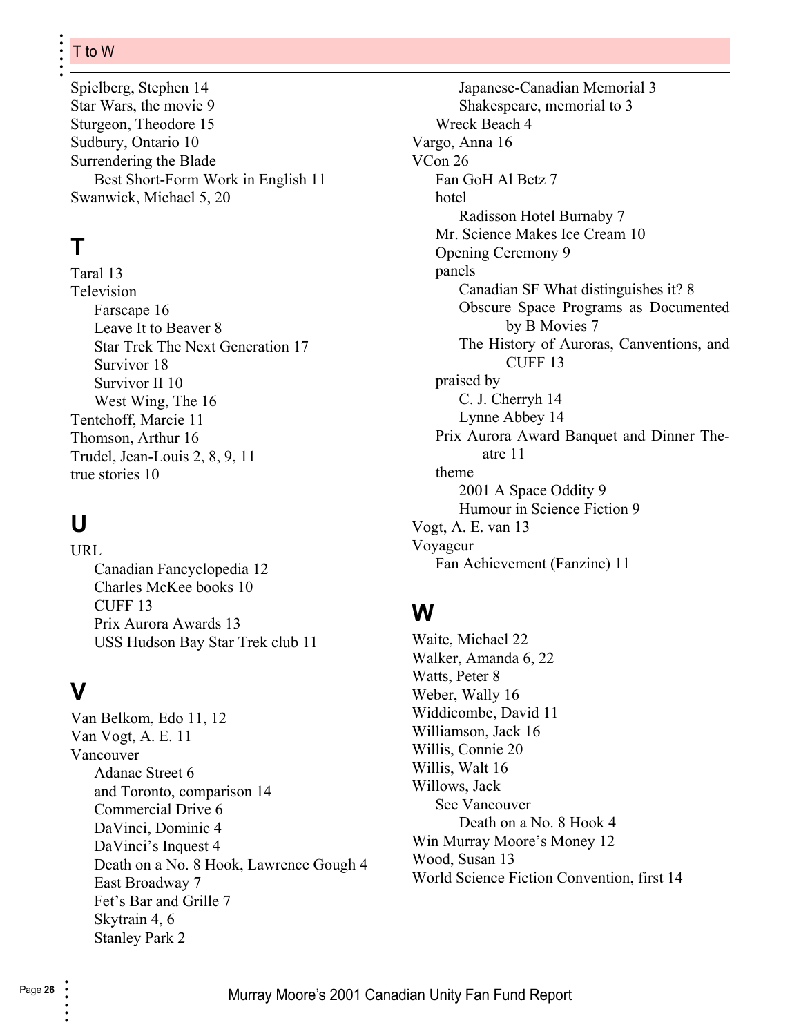Spielberg, Stephen 14
Star Wars, the movie 9
Sturgeon, Theodore 15
Sudbury, Ontario 10
Surrendering the Blade
  Best Short-Form Work in English 11
Swanwick, Michael 5, 20

# T

Taral 13
Television
  Farscape 16
  Leave It to Beaver 8
  Star Trek The Next Generation 17
  Survivor 18
  Survivor II 10
  West Wing, The 16
Tentchoff, Marcie 11
Thomson, Arthur 16
Trudel, Jean-Louis 2, 8, 9, 11
true stories 10

# U

URL
  Canadian Fancyclopedia 12
  Charles McKee books 10
  CUFF 13
  Prix Aurora Awards 13
  USS Hudson Bay Star Trek club 11

# V

Van Belkom, Edo 11, 12
Van Vogt, A. E. 11
Vancouver
  Adanac Street 6
  and Toronto, comparison 14
  Commercial Drive 6
  DaVinci, Dominic 4
  DaVinci's Inquest 4
  Death on a No. 8 Hook, Lawrence Gough 4
  East Broadway 7
  Fet's Bar and Grille 7
  Skytrain 4, 6
  Stanley Park 2
    Japanese-Canadian Memorial 3
    Shakespeare, memorial to 3
  Wreck Beach 4
Vargo, Anna 16
VCon 26
  Fan GoH Al Betz 7
  hotel
    Radisson Hotel Burnaby 7
  Mr. Science Makes Ice Cream 10
  Opening Ceremony 9
  panels
    Canadian SF What distinguishes it? 8
    Obscure Space Programs as Documented by B Movies 7
    The History of Auroras, Canventions, and CUFF 13
  praised by
    C. J. Cherryh 14
    Lynne Abbey 14
  Prix Aurora Award Banquet and Dinner Theatre 11
  theme
    2001 A Space Oddity 9
    Humour in Science Fiction 9
Vogt, A. E. van 13
Voyageur
  Fan Achievement (Fanzine) 11

# W

Waite, Michael 22
Walker, Amanda 6, 22
Watts, Peter 8
Weber, Wally 16
Widdicombe, David 11
Williamson, Jack 16
Willis, Connie 20
Willis, Walt 16
Willows, Jack
  See Vancouver
    Death on a No. 8 Hook 4
Win Murray Moore's Money 12
Wood, Susan 13
World Science Fiction Convention, first 14